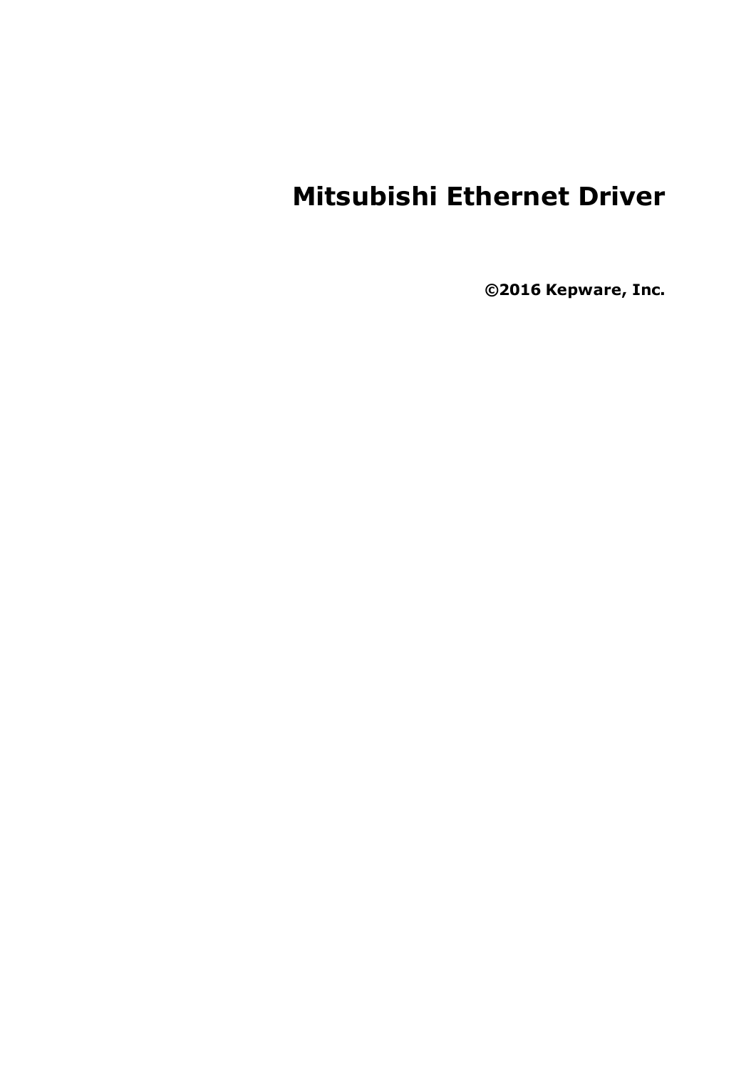# Mitsubishi Ethernet Driver

**©2016 Kepware, Inc.**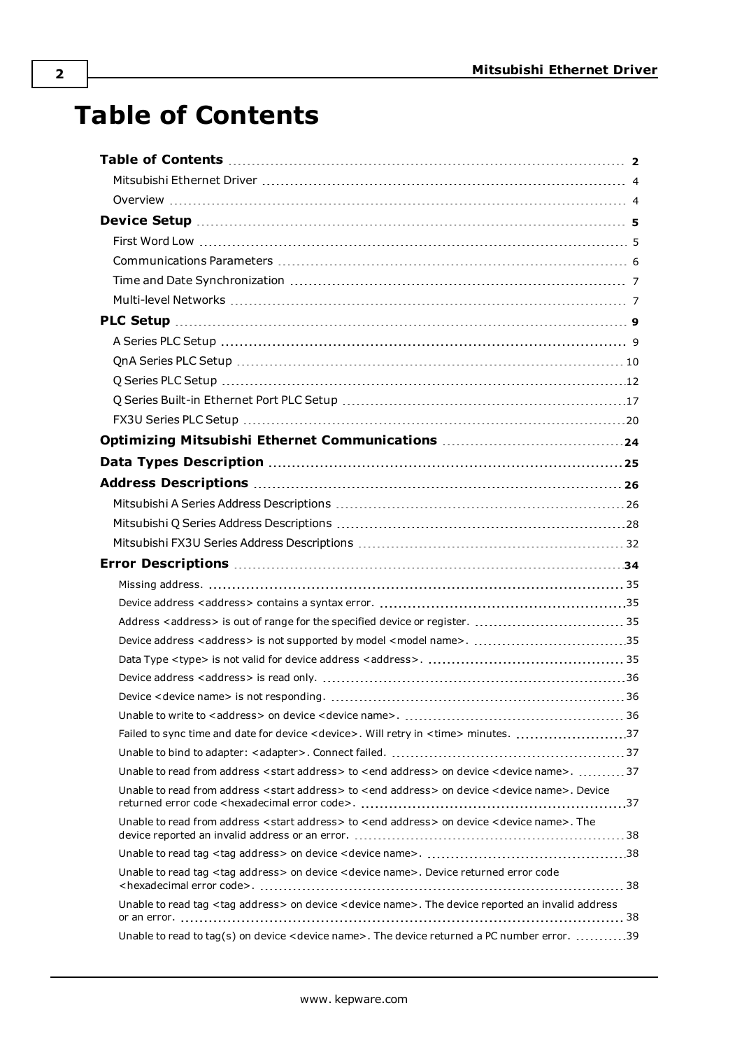# Table of Contents

**Table of Contents** 2
- Mitsubishi Ethernet Driver 4
- Overview 4

**Device Setup** 5
- First Word Low 5
- Communications Parameters 6
- Time and Date Synchronization 7
- Multi-level Networks 7

**PLC Setup** 9
- A Series PLC Setup 9
- QnA Series PLC Setup 10
- Q Series PLC Setup 12
- Q Series Built-in Ethernet Port PLC Setup 17
- FX3U Series PLC Setup 20

**Optimizing Mitsubishi Ethernet Communications** 24

**Data Types Description** 25

**Address Descriptions** 26
- Mitsubishi A Series Address Descriptions 26
- Mitsubishi Q Series Address Descriptions 28
- Mitsubishi FX3U Series Address Descriptions 32

**Error Descriptions** 34
- Missing address. 35
- Device address <address> contains a syntax error. 35
- Address <address> is out of range for the specified device or register. 35
- Device address <address> is not supported by model <model name>. 35
- Data Type <type> is not valid for device address <address>. 35
- Device address <address> is read only. 36
- Device <device name> is not responding. 36
- Unable to write to <address> on device <device name>. 36
- Failed to sync time and date for device <device>. Will retry in <time> minutes. 37
- Unable to bind to adapter: <adapter>. Connect failed. 37
- Unable to read from address <start address> to <end address> on device <device name>. 37
- Unable to read from address <start address> to <end address> on device <device name>. Device returned error code <hexadecimal error code>. 37
- Unable to read from address <start address> to <end address> on device <device name>. The device reported an invalid address or an error. 38
- Unable to read tag <tag address> on device <device name>. 38
- Unable to read tag <tag address> on device <device name>. Device returned error code <hexadecimal error code>. 38
- Unable to read tag <tag address> on device <device name>. The device reported an invalid address or an error. 38
- Unable to read to tag(s) on device <device name>. The device returned a PC number error. 39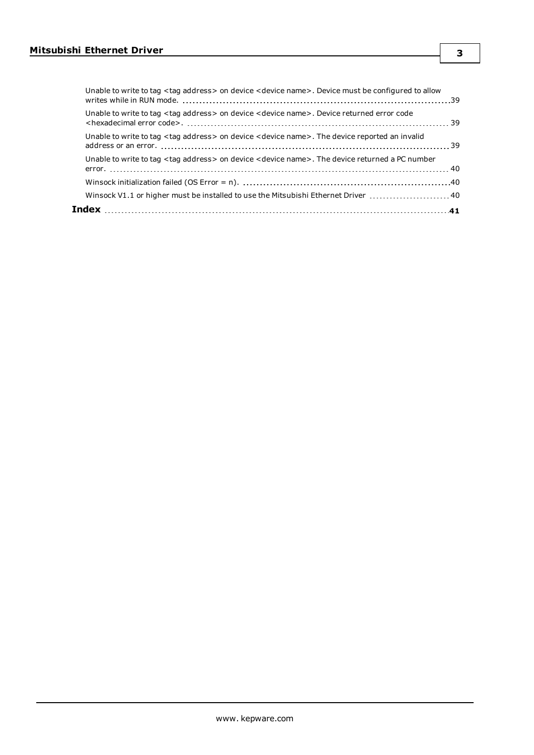Unable to write to tag <tag address> on device <device name>. Device must be configured to allow writes while in RUN mode. 39

Unable to write to tag <tag address> on device <device name>. Device returned error code <hexadecimal error code>. 39

Unable to write to tag <tag address> on device <device name>. The device reported an invalid address or an error. 39

Unable to write to tag <tag address> on device <device name>. The device returned a PC number error. 40

Winsock initialization failed (OS Error = n). 40

Winsock V1.1 or higher must be installed to use the Mitsubishi Ethernet Driver 40

**Index** **41**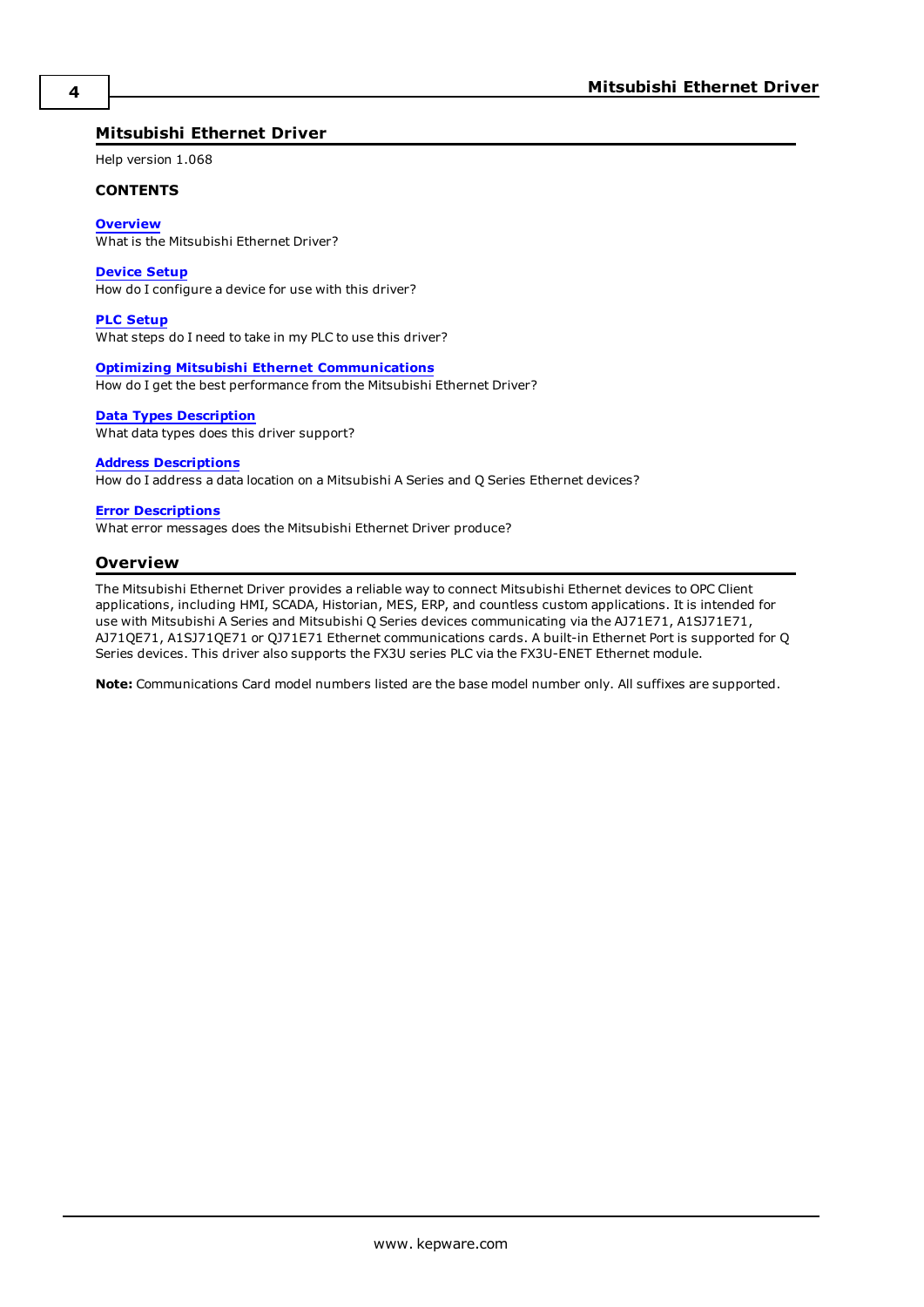# Mitsubishi Ethernet Driver

Help version 1.068

**CONTENTS**

**Overview**
What is the Mitsubishi Ethernet Driver?

**Device Setup**
How do I configure a device for use with this driver?

**PLC Setup**
What steps do I need to take in my PLC to use this driver?

**Optimizing Mitsubishi Ethernet Communications**
How do I get the best performance from the Mitsubishi Ethernet Driver?

**Data Types Description**
What data types does this driver support?

**Address Descriptions**
How do I address a data location on a Mitsubishi A Series and Q Series Ethernet devices?

**Error Descriptions**
What error messages does the Mitsubishi Ethernet Driver produce?

## Overview

The Mitsubishi Ethernet Driver provides a reliable way to connect Mitsubishi Ethernet devices to OPC Client applications, including HMI, SCADA, Historian, MES, ERP, and countless custom applications. It is intended for use with Mitsubishi A Series and Mitsubishi Q Series devices communicating via the AJ71E71, A1SJ71E71, AJ71QE71, A1SJ71QE71 or QJ71E71 Ethernet communications cards. A built-in Ethernet Port is supported for Q Series devices. This driver also supports the FX3U series PLC via the FX3U-ENET Ethernet module.

**Note:** Communications Card model numbers listed are the base model number only. All suffixes are supported.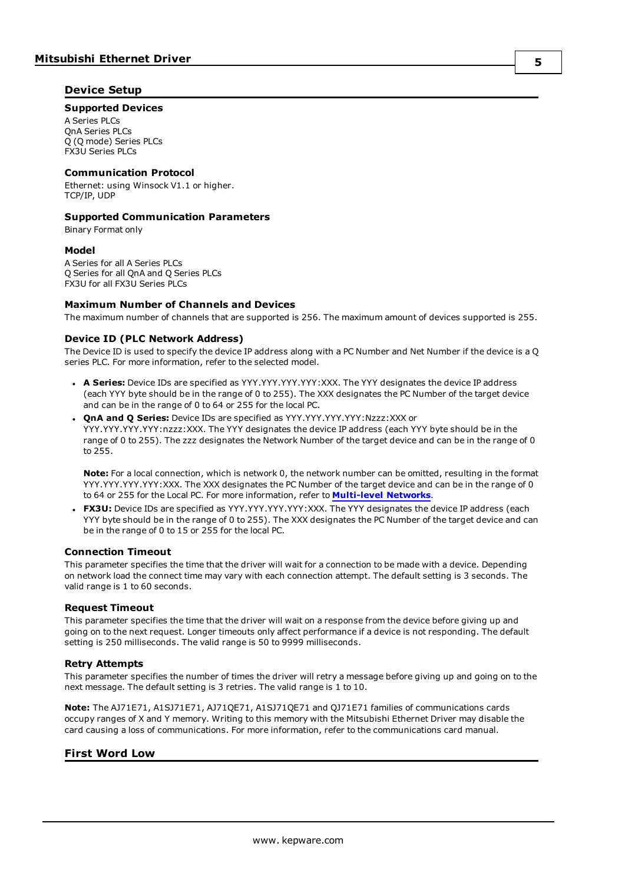## Device Setup

### Supported Devices

A Series PLCs
QnA Series PLCs
Q (Q mode) Series PLCs
FX3U Series PLCs

### Communication Protocol

Ethernet: using Winsock V1.1 or higher.
TCP/IP, UDP

### Supported Communication Parameters

Binary Format only

### Model

A Series for all A Series PLCs
Q Series for all QnA and Q Series PLCs
FX3U for all FX3U Series PLCs

### Maximum Number of Channels and Devices

The maximum number of channels that are supported is 256. The maximum amount of devices supported is 255.

### Device ID (PLC Network Address)

The Device ID is used to specify the device IP address along with a PC Number and Net Number if the device is a Q series PLC. For more information, refer to the selected model.

- **A Series:** Device IDs are specified as YYY.YYY.YYY.YYY:XXX. The YYY designates the device IP address (each YYY byte should be in the range of 0 to 255). The XXX designates the PC Number of the target device and can be in the range of 0 to 64 or 255 for the local PC.
- **QnA and Q Series:** Device IDs are specified as YYY.YYY.YYY.YYY:Nzzz:XXX or YYY.YYY.YYY.YYY:nzzz:XXX. The YYY designates the device IP address (each YYY byte should be in the range of 0 to 255). The zzz designates the Network Number of the target device and can be in the range of 0 to 255.

  **Note:** For a local connection, which is network 0, the network number can be omitted, resulting in the format YYY.YYY.YYY.YYY:XXX. The XXX designates the PC Number of the target device and can be in the range of 0 to 64 or 255 for the Local PC. For more information, refer to **Multi-level Networks**.
- **FX3U:** Device IDs are specified as YYY.YYY.YYY.YYY:XXX. The YYY designates the device IP address (each YYY byte should be in the range of 0 to 255). The XXX designates the PC Number of the target device and can be in the range of 0 to 15 or 255 for the local PC.

### Connection Timeout

This parameter specifies the time that the driver will wait for a connection to be made with a device. Depending on network load the connect time may vary with each connection attempt. The default setting is 3 seconds. The valid range is 1 to 60 seconds.

### Request Timeout

This parameter specifies the time that the driver will wait on a response from the device before giving up and going on to the next request. Longer timeouts only affect performance if a device is not responding. The default setting is 250 milliseconds. The valid range is 50 to 9999 milliseconds.

### Retry Attempts

This parameter specifies the number of times the driver will retry a message before giving up and going on to the next message. The default setting is 3 retries. The valid range is 1 to 10.

**Note:** The AJ71E71, A1SJ71E71, AJ71QE71, A1SJ71QE71 and QJ71E71 families of communications cards occupy ranges of X and Y memory. Writing to this memory with the Mitsubishi Ethernet Driver may disable the card causing a loss of communications. For more information, refer to the communications card manual.

## First Word Low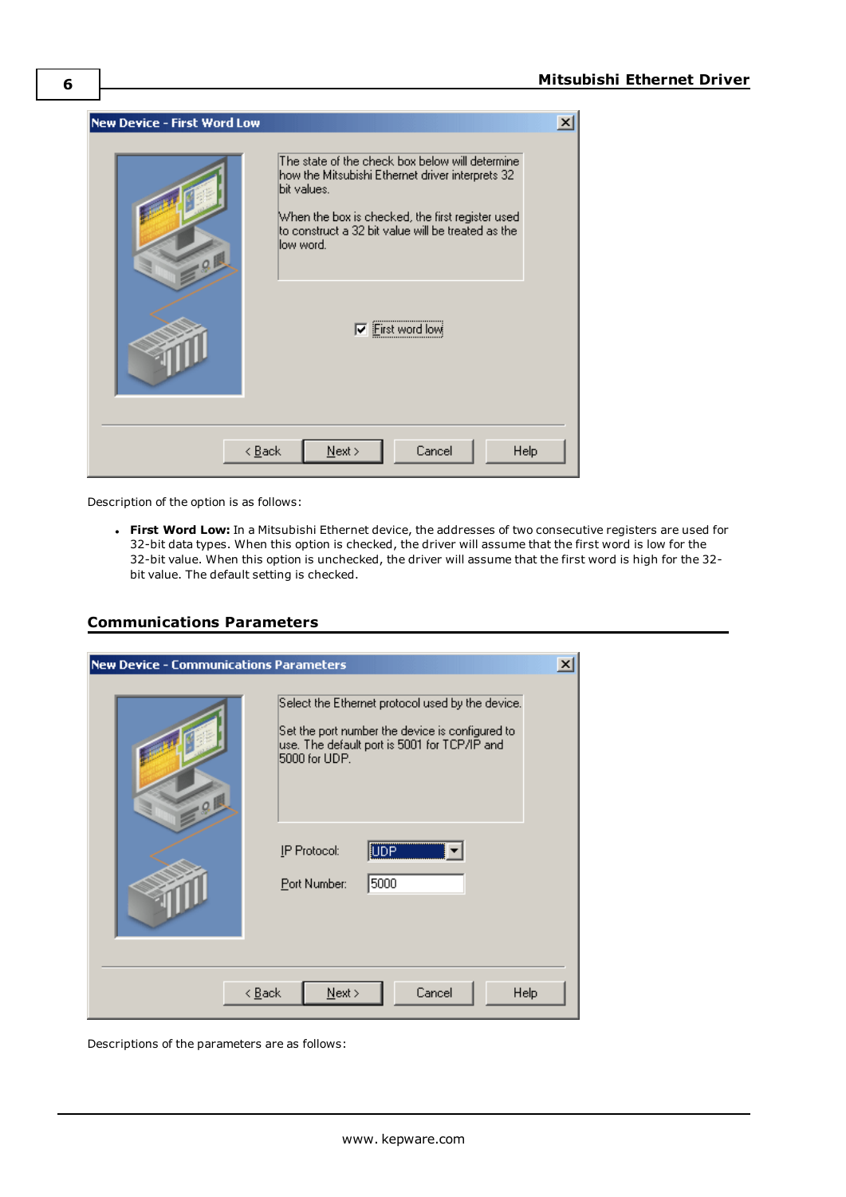Description of the option is as follows:

- **First Word Low:** In a Mitsubishi Ethernet device, the addresses of two consecutive registers are used for 32-bit data types. When this option is checked, the driver will assume that the first word is low for the 32-bit value. When this option is unchecked, the driver will assume that the first word is high for the 32-bit value. The default setting is checked.

## Communications Parameters

Descriptions of the parameters are as follows: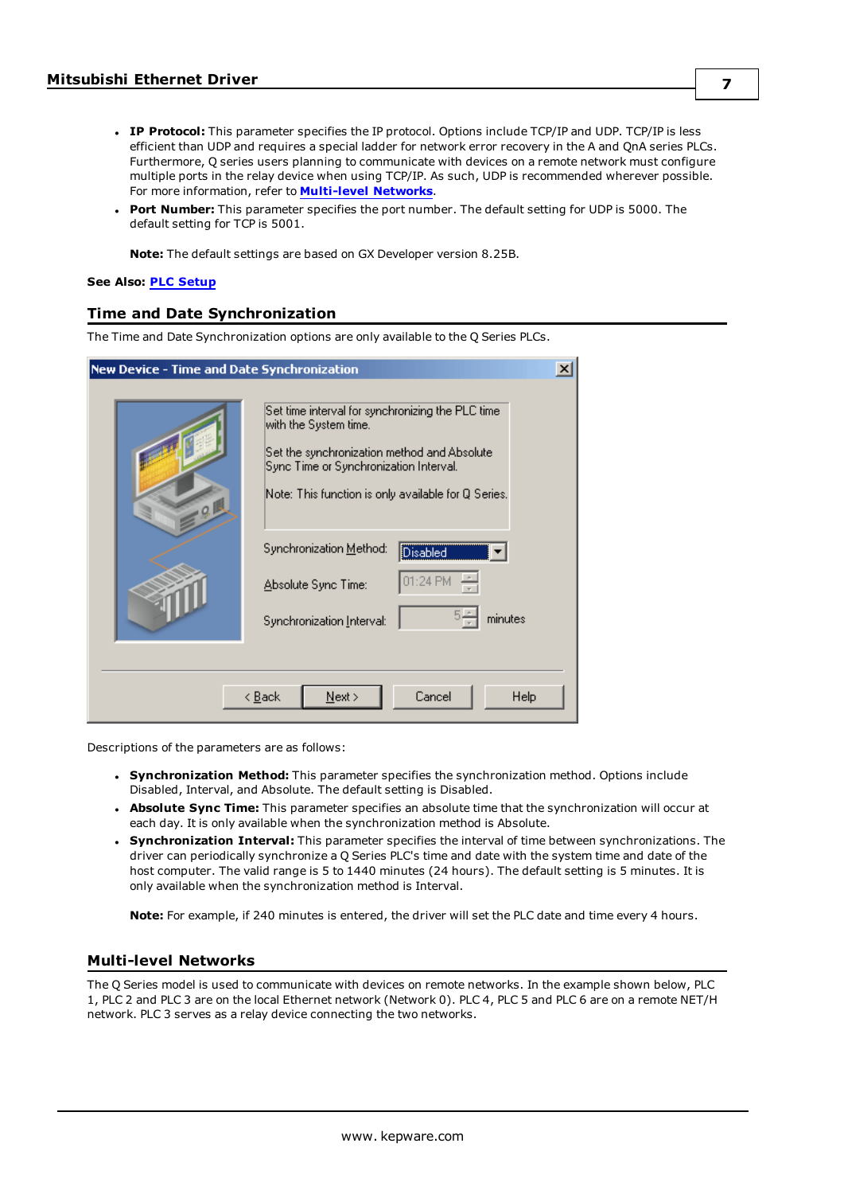- **IP Protocol:** This parameter specifies the IP protocol. Options include TCP/IP and UDP. TCP/IP is less efficient than UDP and requires a special ladder for network error recovery in the A and QnA series PLCs. Furthermore, Q series users planning to communicate with devices on a remote network must configure multiple ports in the relay device when using TCP/IP. As such, UDP is recommended wherever possible. For more information, refer to **Multi-level Networks**.
- **Port Number:** This parameter specifies the port number. The default setting for UDP is 5000. The default setting for TCP is 5001.

  **Note:** The default settings are based on GX Developer version 8.25B.

**See Also:** **PLC Setup**

## Time and Date Synchronization

The Time and Date Synchronization options are only available to the Q Series PLCs.

Descriptions of the parameters are as follows:

- **Synchronization Method:** This parameter specifies the synchronization method. Options include Disabled, Interval, and Absolute. The default setting is Disabled.
- **Absolute Sync Time:** This parameter specifies an absolute time that the synchronization will occur at each day. It is only available when the synchronization method is Absolute.
- **Synchronization Interval:** This parameter specifies the interval of time between synchronizations. The driver can periodically synchronize a Q Series PLC's time and date with the system time and date of the host computer. The valid range is 5 to 1440 minutes (24 hours). The default setting is 5 minutes. It is only available when the synchronization method is Interval.

  **Note:** For example, if 240 minutes is entered, the driver will set the PLC date and time every 4 hours.

## Multi-level Networks

The Q Series model is used to communicate with devices on remote networks. In the example shown below, PLC 1, PLC 2 and PLC 3 are on the local Ethernet network (Network 0). PLC 4, PLC 5 and PLC 6 are on a remote NET/H network. PLC 3 serves as a relay device connecting the two networks.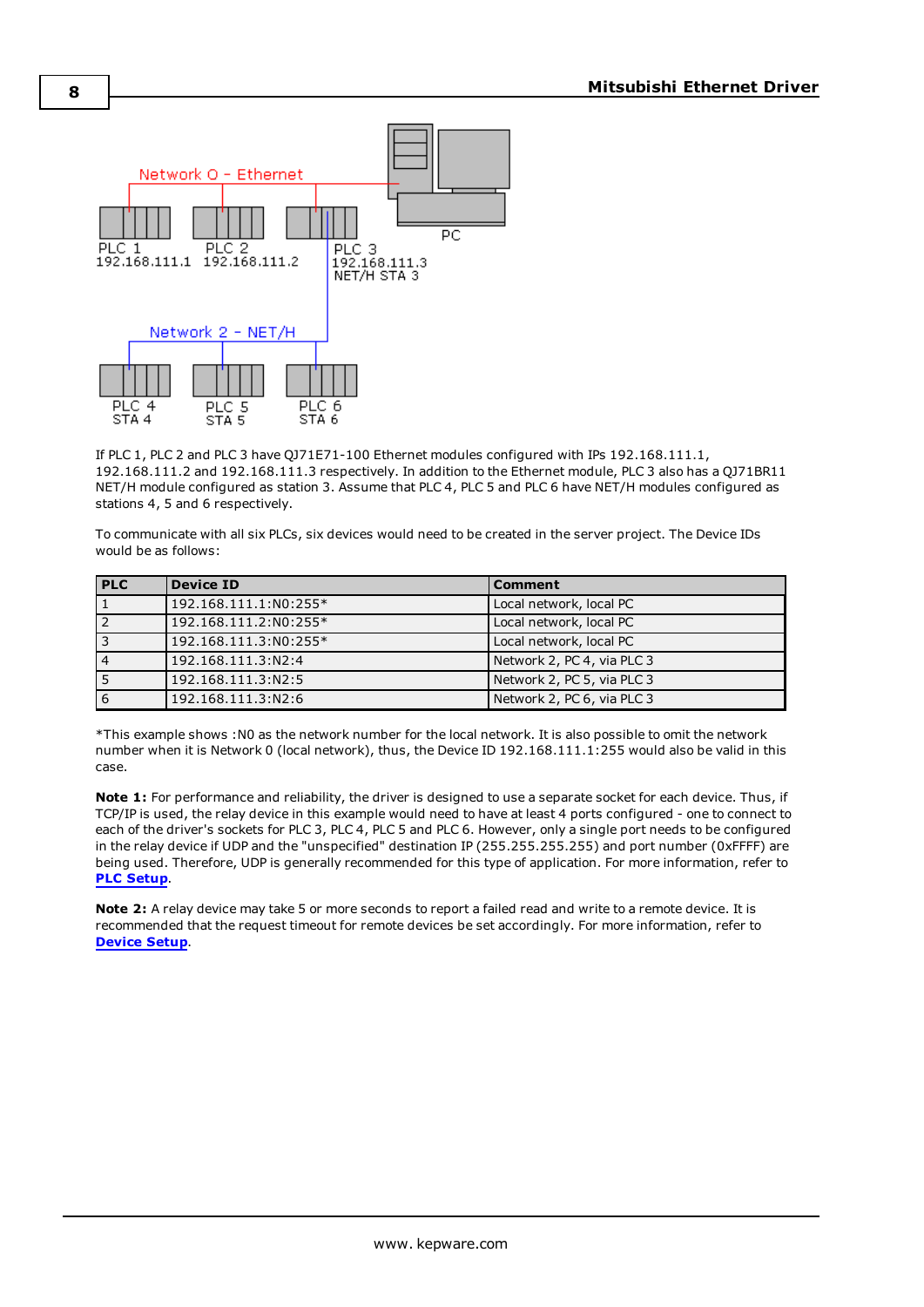If PLC 1, PLC 2 and PLC 3 have QJ71E71-100 Ethernet modules configured with IPs 192.168.111.1, 192.168.111.2 and 192.168.111.3 respectively. In addition to the Ethernet module, PLC 3 also has a QJ71BR11 NET/H module configured as station 3. Assume that PLC 4, PLC 5 and PLC 6 have NET/H modules configured as stations 4, 5 and 6 respectively.

To communicate with all six PLCs, six devices would need to be created in the server project. The Device IDs would be as follows:

| PLC | Device ID | Comment |
| --- | --- | --- |
| 1 | 192.168.111.1:N0:255* | Local network, local PC |
| 2 | 192.168.111.2:N0:255* | Local network, local PC |
| 3 | 192.168.111.3:N0:255* | Local network, local PC |
| 4 | 192.168.111.3:N2:4 | Network 2, PC 4, via PLC 3 |
| 5 | 192.168.111.3:N2:5 | Network 2, PC 5, via PLC 3 |
| 6 | 192.168.111.3:N2:6 | Network 2, PC 6, via PLC 3 |

*This example shows :N0 as the network number for the local network. It is also possible to omit the network number when it is Network 0 (local network), thus, the Device ID 192.168.111.1:255 would also be valid in this case.

**Note 1:** For performance and reliability, the driver is designed to use a separate socket for each device. Thus, if TCP/IP is used, the relay device in this example would need to have at least 4 ports configured - one to connect to each of the driver's sockets for PLC 3, PLC 4, PLC 5 and PLC 6. However, only a single port needs to be configured in the relay device if UDP and the "unspecified" destination IP (255.255.255.255) and port number (0xFFFF) are being used. Therefore, UDP is generally recommended for this type of application. For more information, refer to **PLC Setup**.

**Note 2:** A relay device may take 5 or more seconds to report a failed read and write to a remote device. It is recommended that the request timeout for remote devices be set accordingly. For more information, refer to **Device Setup**.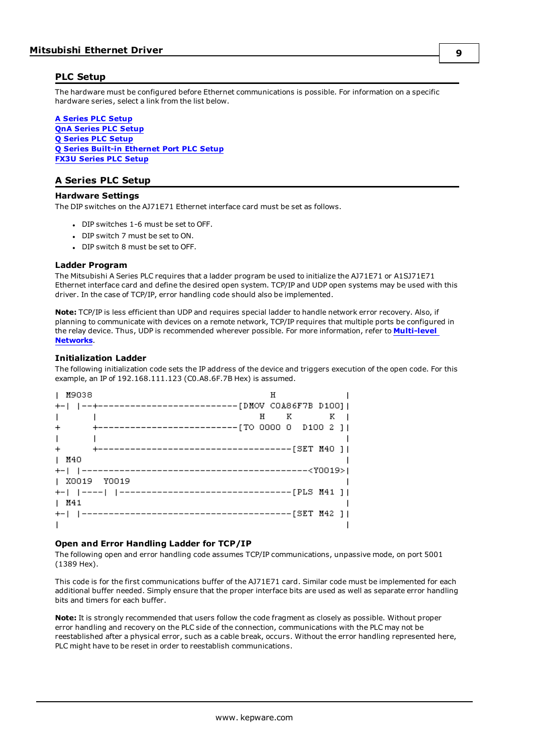## PLC Setup

The hardware must be configured before Ethernet communications is possible. For information on a specific hardware series, select a link from the list below.

**A Series PLC Setup**
**QnA Series PLC Setup**
**Q Series PLC Setup**
**Q Series Built-in Ethernet Port PLC Setup**
**FX3U Series PLC Setup**

## A Series PLC Setup

### Hardware Settings

The DIP switches on the AJ71E71 Ethernet interface card must be set as follows.

- DIP switches 1-6 must be set to OFF.
- DIP switch 7 must be set to ON.
- DIP switch 8 must be set to OFF.

### Ladder Program

The Mitsubishi A Series PLC requires that a ladder program be used to initialize the AJ71E71 or A1SJ71E71 Ethernet interface card and define the desired open system. TCP/IP and UDP open systems may be used with this driver. In the case of TCP/IP, error handling code should also be implemented.

**Note:** TCP/IP is less efficient than UDP and requires special ladder to handle network error recovery. Also, if planning to communicate with devices on a remote network, TCP/IP requires that multiple ports be configured in the relay device. Thus, UDP is recommended wherever possible. For more information, refer to **Multi-level Networks**.

### Initialization Ladder

The following initialization code sets the IP address of the device and triggers execution of the open code. For this example, an IP of 192.168.111.123 (C0.A8.6F.7B Hex) is assumed.

```
| M9038                                        H           |
+-|  |--+--------------------------[DMOV C0A86F7B D100]|
|       |                                H    K        K   |
+       +--------------------------[TO 0000 0   D100 2 ]|
|       |                                                  |
+       +------------------------------------[SET M40 ]|
| M40                                                      |
+-|  |------------------------------------------<Y0019>|
| X0019   Y0019                                            |
+-|  |----|  |--------------------------------[PLS M41 ]|
| M41                                                      |
+-|  |---------------------------------------[SET M42 ]|
|                                                          |
```

### Open and Error Handling Ladder for TCP/IP

The following open and error handling code assumes TCP/IP communications, unpassive mode, on port 5001 (1389 Hex).

This code is for the first communications buffer of the AJ71E71 card. Similar code must be implemented for each additional buffer needed. Simply ensure that the proper interface bits are used as well as separate error handling bits and timers for each buffer.

**Note:** It is strongly recommended that users follow the code fragment as closely as possible. Without proper error handling and recovery on the PLC side of the connection, communications with the PLC may not be reestablished after a physical error, such as a cable break, occurs. Without the error handling represented here, PLC might have to be reset in order to reestablish communications.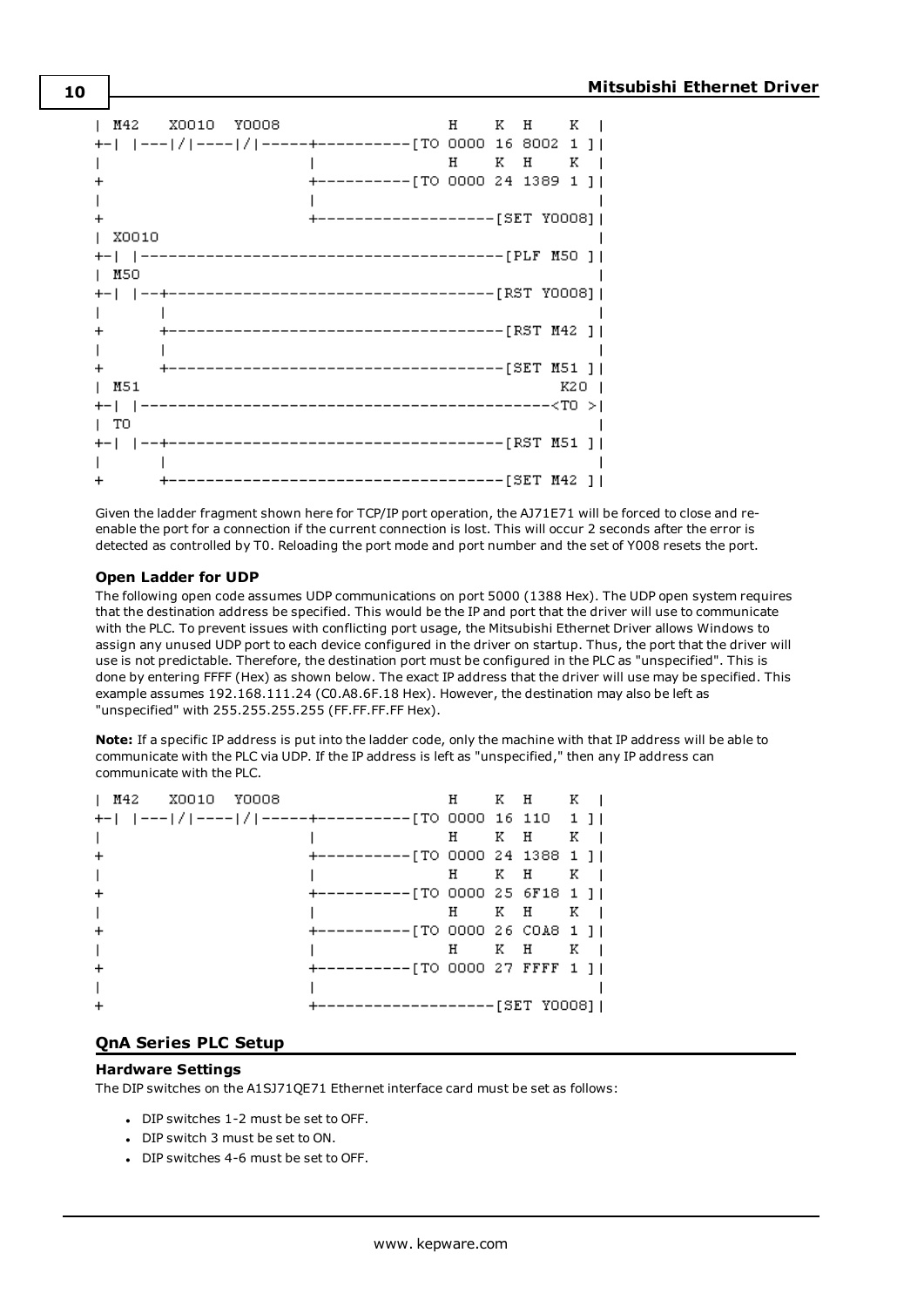```
| M42    X0010  Y0008                          H    K  H    K  |
+-|  |---|/|----|/|-----+----------[TO 0000 16 8002  1 ]|
|                       |                     H    K  H    K  |
+                       +----------[TO 0000 24 1389  1 ]|
|                       |                                    |
+                       +-------------------[SET Y0008]|
| X0010                                                      |
+-|  |-------------------------------------------[PLF M50 ]|
| M50                                                        |
+-|  |--+----------------------------------[RST Y0008]|
|       |                                                    |
+       +------------------------------------[RST M42 ]|
|       |                                                    |
+       +------------------------------------[SET M51 ]|
| M51                                                  K20  |
+-|  |--------------------------------------------------<T0 >|
| T0                                                         |
+-|  |--+------------------------------------[RST M51 ]|
|       |                                                    |
+       +------------------------------------[SET M42 ]|
```

Given the ladder fragment shown here for TCP/IP port operation, the AJ71E71 will be forced to close and re-enable the port for a connection if the current connection is lost. This will occur 2 seconds after the error is detected as controlled by T0. Reloading the port mode and port number and the set of Y008 resets the port.

#### Open Ladder for UDP

The following open code assumes UDP communications on port 5000 (1388 Hex). The UDP open system requires that the destination address be specified. This would be the IP and port that the driver will use to communicate with the PLC. To prevent issues with conflicting port usage, the Mitsubishi Ethernet Driver allows Windows to assign any unused UDP port to each device configured in the driver on startup. Thus, the port that the driver will use is not predictable. Therefore, the destination port must be configured in the PLC as "unspecified". This is done by entering FFFF (Hex) as shown below. The exact IP address that the driver will use may be specified. This example assumes 192.168.111.24 (C0.A8.6F.18 Hex). However, the destination may also be left as "unspecified" with 255.255.255.255 (FF.FF.FF.FF Hex).

**Note:** If a specific IP address is put into the ladder code, only the machine with that IP address will be able to communicate with the PLC via UDP. If the IP address is left as "unspecified," then any IP address can communicate with the PLC.

```
| M42    X0010  Y0008                          H    K  H    K  |
+-|  |---|/|----|/|-----+----------[TO 0000 16 110   1 ]|
|                       |                     H    K  H    K  |
+                       +----------[TO 0000 24 1388  1 ]|
|                       |                     H    K  H    K  |
+                       +----------[TO 0000 25 6F18  1 ]|
|                       |                     H    K  H    K  |
+                       +----------[TO 0000 26 C0A8  1 ]|
|                       |                     H    K  H    K  |
+                       +----------[TO 0000 27 FFFF  1 ]|
|                       |                                    |
+                       +-------------------[SET Y0008]|
```

## QnA Series PLC Setup

#### Hardware Settings

The DIP switches on the A1SJ71QE71 Ethernet interface card must be set as follows:

- DIP switches 1-2 must be set to OFF.
- DIP switch 3 must be set to ON.
- DIP switches 4-6 must be set to OFF.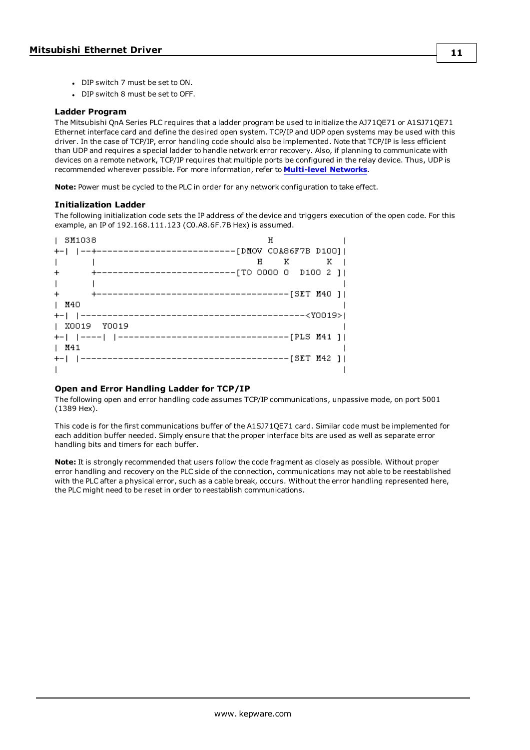- DIP switch 7 must be set to ON.
- DIP switch 8 must be set to OFF.

### Ladder Program

The Mitsubishi QnA Series PLC requires that a ladder program be used to initialize the AJ71QE71 or A1SJ71QE71 Ethernet interface card and define the desired open system. TCP/IP and UDP open systems may be used with this driver. In the case of TCP/IP, error handling code should also be implemented. Note that TCP/IP is less efficient than UDP and requires a special ladder to handle network error recovery. Also, if planning to communicate with devices on a remote network, TCP/IP requires that multiple ports be configured in the relay device. Thus, UDP is recommended wherever possible. For more information, refer to **Multi-level Networks**.

**Note:** Power must be cycled to the PLC in order for any network configuration to take effect.

### Initialization Ladder

The following initialization code sets the IP address of the device and triggers execution of the open code. For this example, an IP of 192.168.111.123 (C0.A8.6F.7B Hex) is assumed.

```
| SM1038                                      H           |
+-| |--+--------------------------[DMOV C0A86F7B D100]|
|       |                            H     K        K   |
+       +--------------------------[TO 0000 0   D100 2 ]|
|       |                                                |
+       +------------------------------------[SET M40 ]|
| M40                                                    |
+-| |-------------------------------------------<Y0019>|
| X0019   Y0019                                          |
+-| |----| |--------------------------------[PLS M41 ]|
| M41                                                    |
+-| |---------------------------------------[SET M42 ]|
|                                                        |
```

### Open and Error Handling Ladder for TCP/IP

The following open and error handling code assumes TCP/IP communications, unpassive mode, on port 5001 (1389 Hex).

This code is for the first communications buffer of the A1SJ71QE71 card. Similar code must be implemented for each addition buffer needed. Simply ensure that the proper interface bits are used as well as separate error handling bits and timers for each buffer.

**Note:** It is strongly recommended that users follow the code fragment as closely as possible. Without proper error handling and recovery on the PLC side of the connection, communications may not able to be reestablished with the PLC after a physical error, such as a cable break, occurs. Without the error handling represented here, the PLC might need to be reset in order to reestablish communications.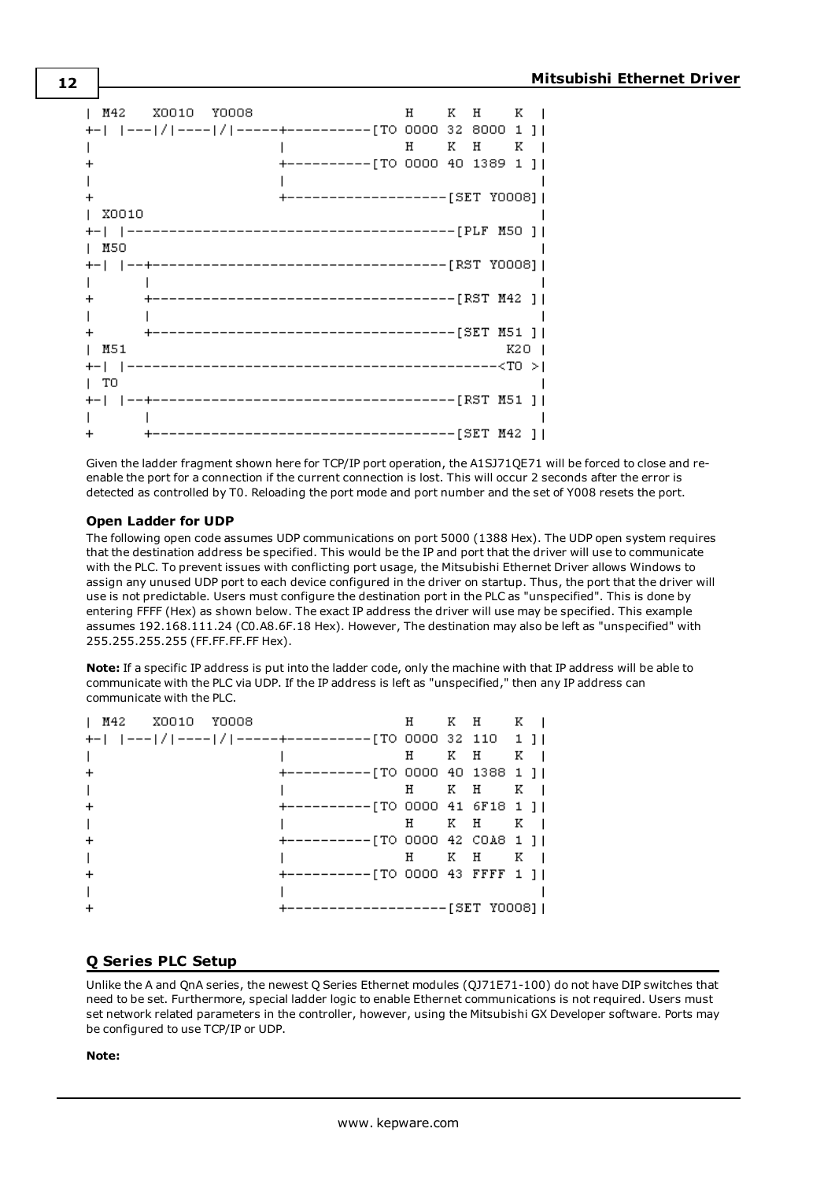```
| M42   X0010  Y0008                         H    K  H    K  |
+-|  |---|/|----|/|-----+----------[TO 0000 32 8000 1 ]|
|                       |                    H    K  H    K  |
+                       +----------[TO 0000 40 1389 1 ]|
|                       |                                 |
+                       +-------------------[SET Y0008]|
| X0010                                                   |
+-|  |----------------------------------------[PLF M50 ]|
| M50                                                     |
+-|  |--+------------------------------------[RST Y0008]|
|       |                                                 |
+       +-------------------------------------[RST M42 ]|
|       |                                                 |
+       +-------------------------------------[SET M51 ]|
| M51                                                K20  |
+-|  |--------------------------------------------<T0 >|
| T0                                                      |
+-|  |--+-------------------------------------[RST M51 ]|
|       |                                                 |
+       +-------------------------------------[SET M42 ]|
```

Given the ladder fragment shown here for TCP/IP port operation, the A1SJ71QE71 will be forced to close and re-enable the port for a connection if the current connection is lost. This will occur 2 seconds after the error is detected as controlled by T0. Reloading the port mode and port number and the set of Y008 resets the port.

#### Open Ladder for UDP

The following open code assumes UDP communications on port 5000 (1388 Hex). The UDP open system requires that the destination address be specified. This would be the IP and port that the driver will use to communicate with the PLC. To prevent issues with conflicting port usage, the Mitsubishi Ethernet Driver allows Windows to assign any unused UDP port to each device configured in the driver on startup. Thus, the port that the driver will use is not predictable. Users must configure the destination port in the PLC as "unspecified". This is done by entering FFFF (Hex) as shown below. The exact IP address the driver will use may be specified. This example assumes 192.168.111.24 (C0.A8.6F.18 Hex). However, The destination may also be left as "unspecified" with 255.255.255.255 (FF.FF.FF.FF Hex).

**Note:** If a specific IP address is put into the ladder code, only the machine with that IP address will be able to communicate with the PLC via UDP. If the IP address is left as "unspecified," then any IP address can communicate with the PLC.

```
| M42   X0010  Y0008                         H    K  H    K  |
+-|  |---|/|----|/|-----+----------[TO 0000 32 110  1 ]|
|                       |                    H    K  H    K  |
+                       +----------[TO 0000 40 1388 1 ]|
|                       |                    H    K  H    K  |
+                       +----------[TO 0000 41 6F18 1 ]|
|                       |                    H    K  H    K  |
+                       +----------[TO 0000 42 C0A8 1 ]|
|                       |                    H    K  H    K  |
+                       +----------[TO 0000 43 FFFF 1 ]|
|                       |                                 |
+                       +-------------------[SET Y0008]|
```

## Q Series PLC Setup

Unlike the A and QnA series, the newest Q Series Ethernet modules (QJ71E71-100) do not have DIP switches that need to be set. Furthermore, special ladder logic to enable Ethernet communications is not required. Users must set network related parameters in the controller, however, using the Mitsubishi GX Developer software. Ports may be configured to use TCP/IP or UDP.

**Note:**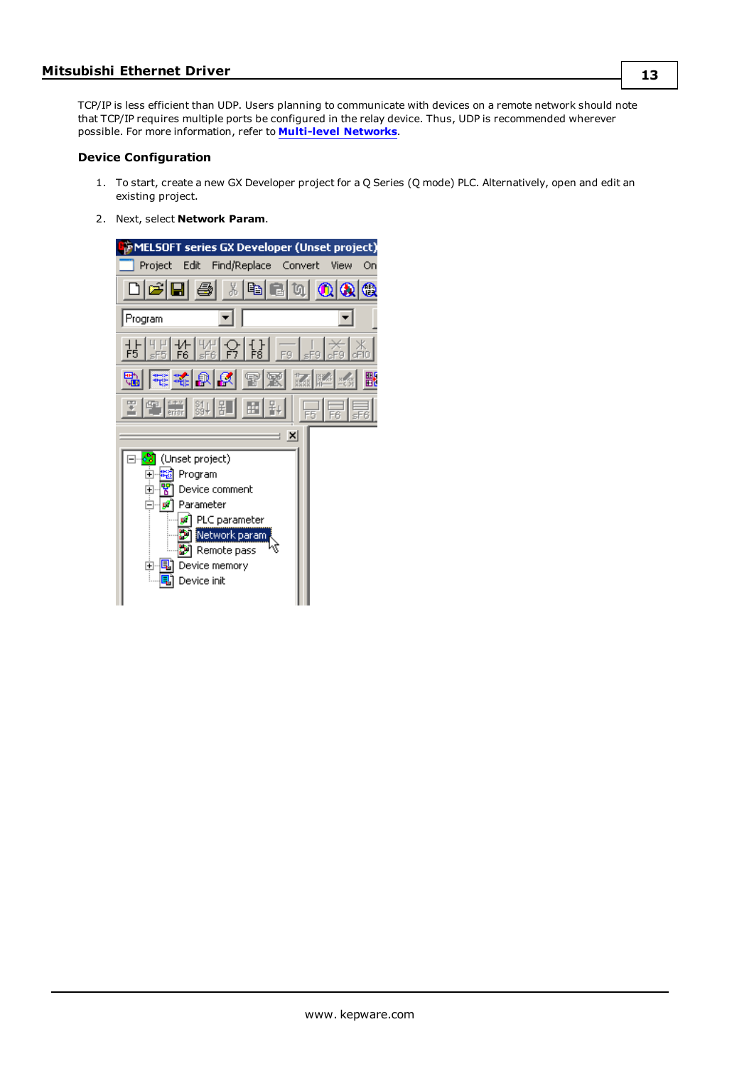TCP/IP is less efficient than UDP. Users planning to communicate with devices on a remote network should note that TCP/IP requires multiple ports be configured in the relay device. Thus, UDP is recommended wherever possible. For more information, refer to **Multi-level Networks**.

### Device Configuration

1. To start, create a new GX Developer project for a Q Series (Q mode) PLC. Alternatively, open and edit an existing project.

2. Next, select **Network Param**.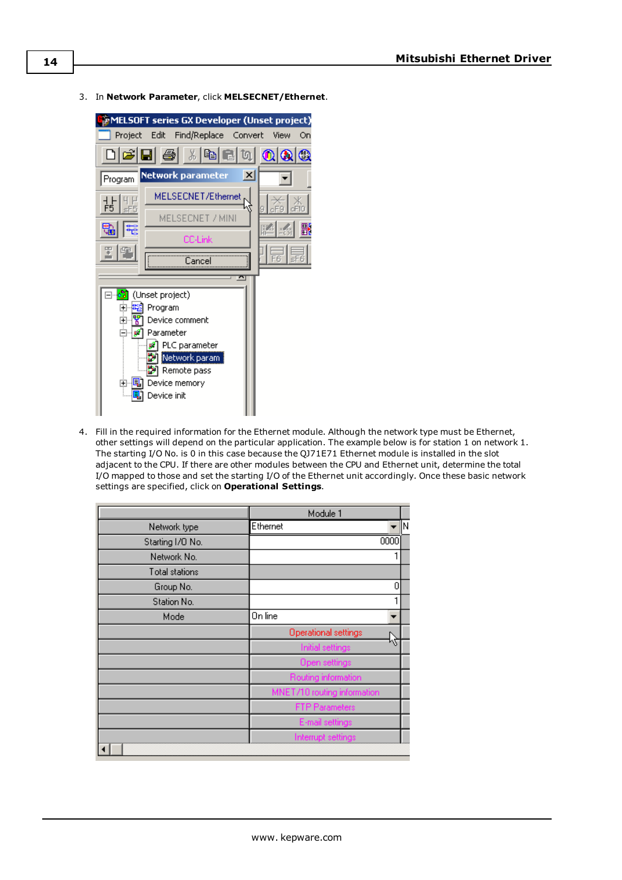3. In **Network Parameter**, click **MELSECNET/Ethernet**.

4. Fill in the required information for the Ethernet module. Although the network type must be Ethernet, other settings will depend on the particular application. The example below is for station 1 on network 1. The starting I/O No. is 0 in this case because the QJ71E71 Ethernet module is installed in the slot adjacent to the CPU. If there are other modules between the CPU and Ethernet unit, determine the total I/O mapped to those and set the starting I/O of the Ethernet unit accordingly. Once these basic network settings are specified, click on **Operational Settings**.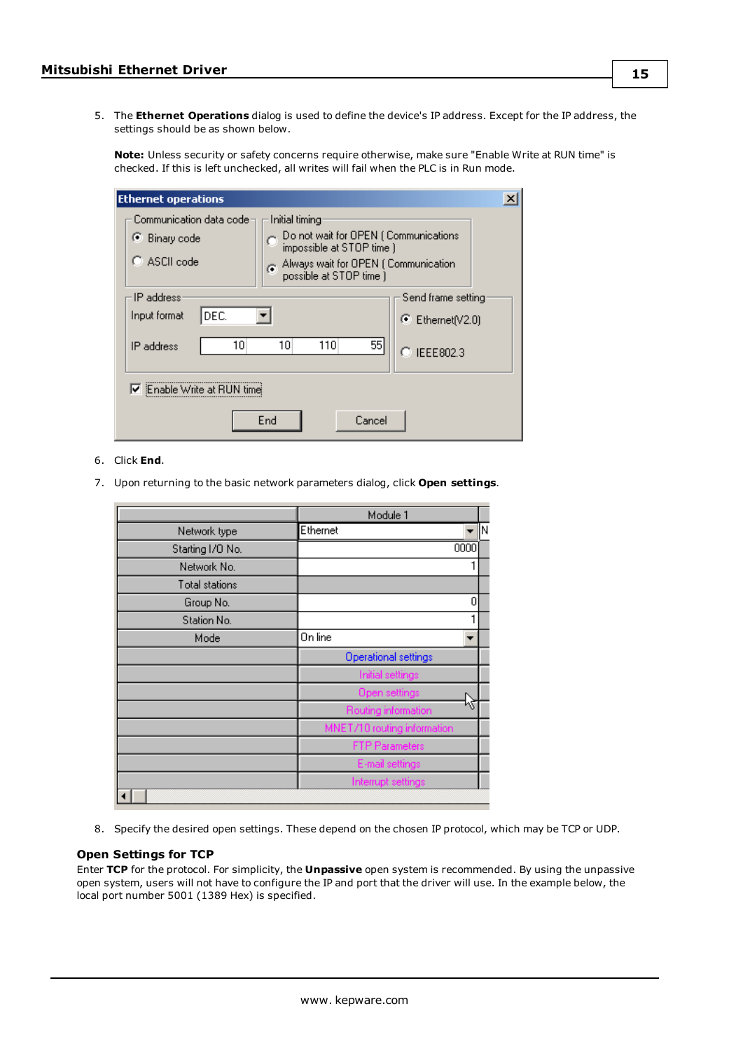5. The **Ethernet Operations** dialog is used to define the device's IP address. Except for the IP address, the settings should be as shown below.

   **Note:** Unless security or safety concerns require otherwise, make sure "Enable Write at RUN time" is checked. If this is left unchecked, all writes will fail when the PLC is in Run mode.

6. Click **End**.
7. Upon returning to the basic network parameters dialog, click **Open settings**.

8. Specify the desired open settings. These depend on the chosen IP protocol, which may be TCP or UDP.

### Open Settings for TCP

Enter **TCP** for the protocol. For simplicity, the **Unpassive** open system is recommended. By using the unpassive open system, users will not have to configure the IP and port that the driver will use. In the example below, the local port number 5001 (1389 Hex) is specified.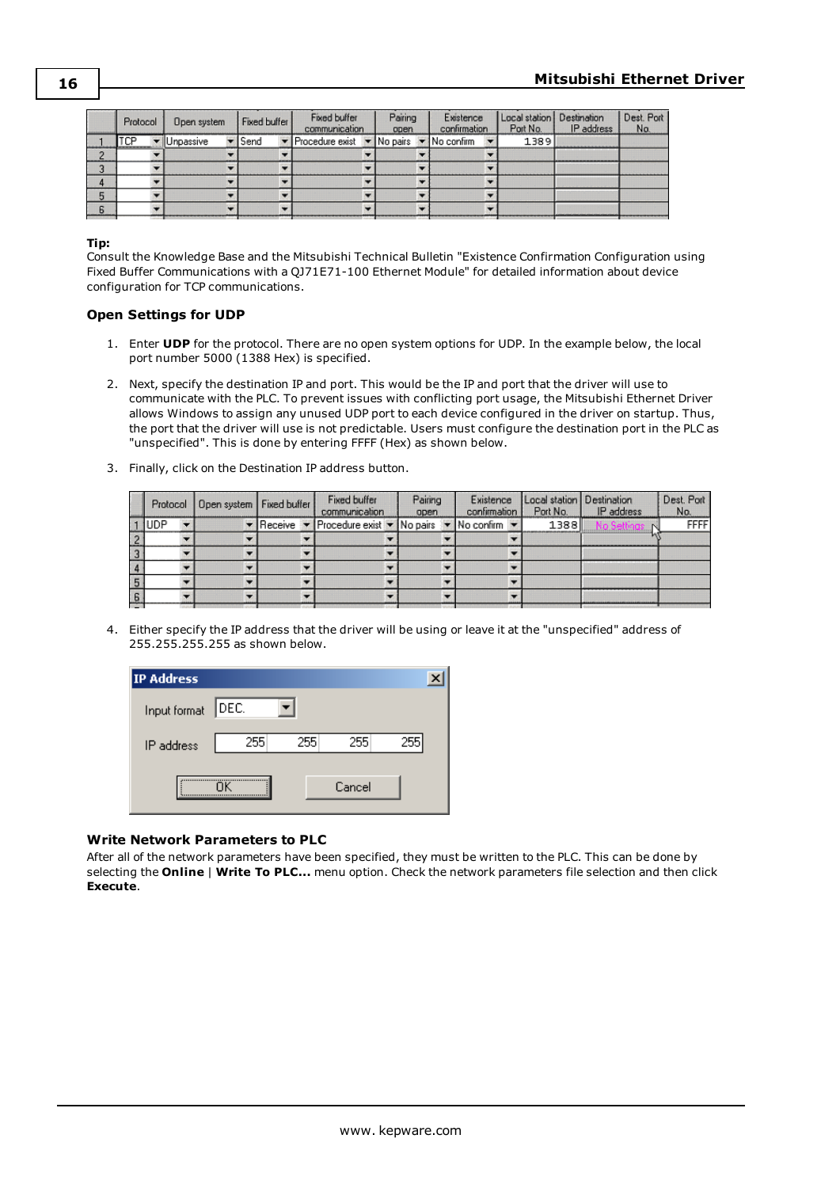|  | Protocol | Open system | Fixed buffer | Fixed buffer communication | Pairing open | Existence confirmation | Local station Port No. | Destination IP address | Dest. Port No. |
|---|---|---|---|---|---|---|---|---|---|
| 1 | TCP | Unpassive | Send | Procedure exist | No pairs | No confirm | 1389 |  |  |
| 2 |  |  |  |  |  |  |  |  |  |
| 3 |  |  |  |  |  |  |  |  |  |
| 4 |  |  |  |  |  |  |  |  |  |
| 5 |  |  |  |  |  |  |  |  |  |
| 6 |  |  |  |  |  |  |  |  |  |

**Tip:**
Consult the Knowledge Base and the Mitsubishi Technical Bulletin "Existence Confirmation Configuration using Fixed Buffer Communications with a QJ71E71-100 Ethernet Module" for detailed information about device configuration for TCP communications.

### Open Settings for UDP

1. Enter **UDP** for the protocol. There are no open system options for UDP. In the example below, the local port number 5000 (1388 Hex) is specified.
2. Next, specify the destination IP and port. This would be the IP and port that the driver will use to communicate with the PLC. To prevent issues with conflicting port usage, the Mitsubishi Ethernet Driver allows Windows to assign any unused UDP port to each device configured in the driver on startup. Thus, the port that the driver will use is not predictable. Users must configure the destination port in the PLC as "unspecified". This is done by entering FFFF (Hex) as shown below.
3. Finally, click on the Destination IP address button.

|  | Protocol | Open system | Fixed buffer | Fixed buffer communication | Pairing open | Existence confirmation | Local station Port No. | Destination IP address | Dest. Port No. |
|---|---|---|---|---|---|---|---|---|---|
| 1 | UDP |  | Receive | Procedure exist | No pairs | No confirm | 1388 | No Settings | FFFF |
| 2 |  |  |  |  |  |  |  |  |  |
| 3 |  |  |  |  |  |  |  |  |  |
| 4 |  |  |  |  |  |  |  |  |  |
| 5 |  |  |  |  |  |  |  |  |  |
| 6 |  |  |  |  |  |  |  |  |  |

4. Either specify the IP address that the driver will be using or leave it at the "unspecified" address of 255.255.255.255 as shown below.

**IP Address**

Input format: DEC.

IP address: 255 255 255 255

OK | Cancel

### Write Network Parameters to PLC

After all of the network parameters have been specified, they must be written to the PLC. This can be done by selecting the **Online** | **Write To PLC...** menu option. Check the network parameters file selection and then click **Execute**.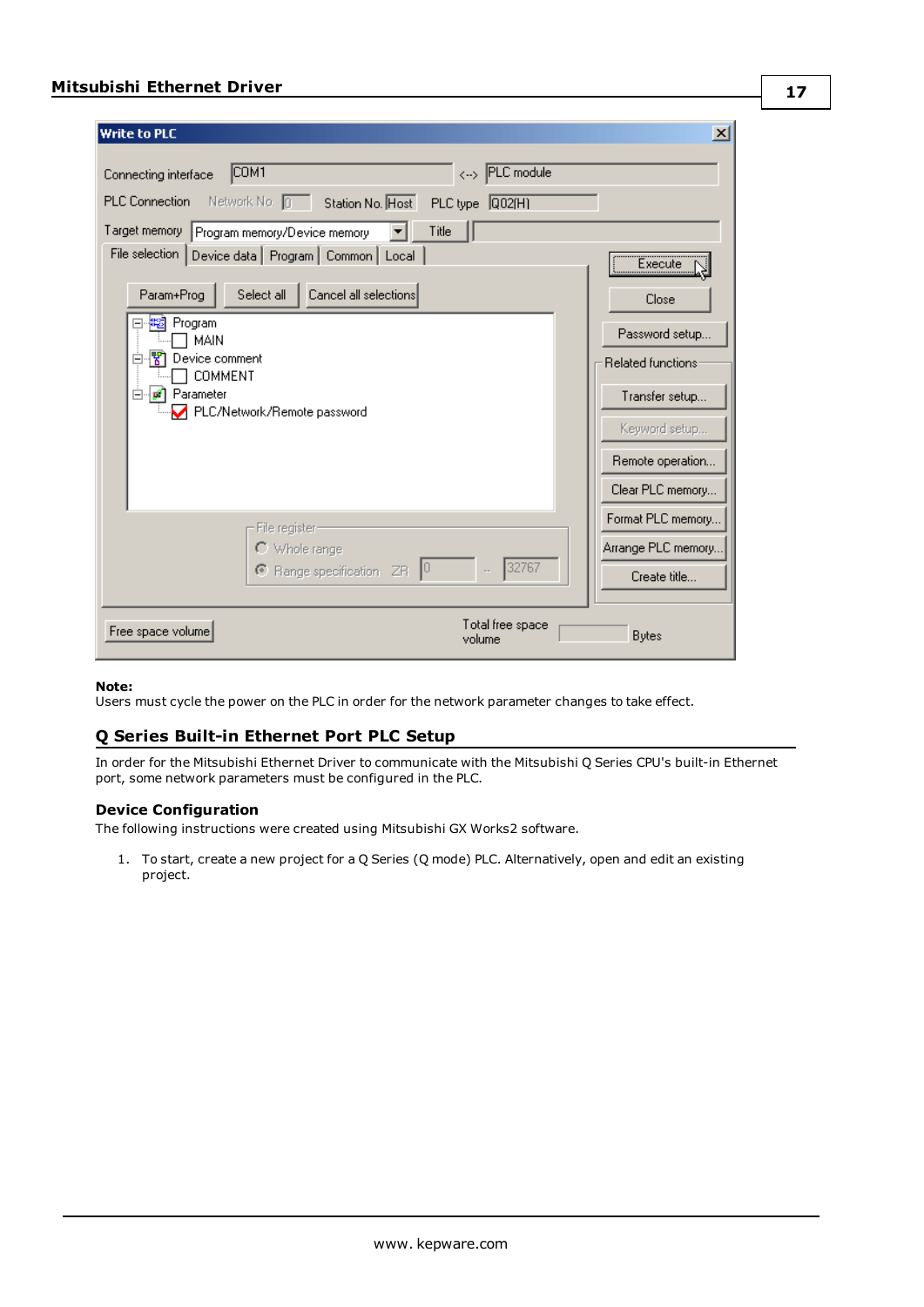**Note:**
Users must cycle the power on the PLC in order for the network parameter changes to take effect.

## Q Series Built-in Ethernet Port PLC Setup

In order for the Mitsubishi Ethernet Driver to communicate with the Mitsubishi Q Series CPU's built-in Ethernet port, some network parameters must be configured in the PLC.

### Device Configuration

The following instructions were created using Mitsubishi GX Works2 software.

1. To start, create a new project for a Q Series (Q mode) PLC. Alternatively, open and edit an existing project.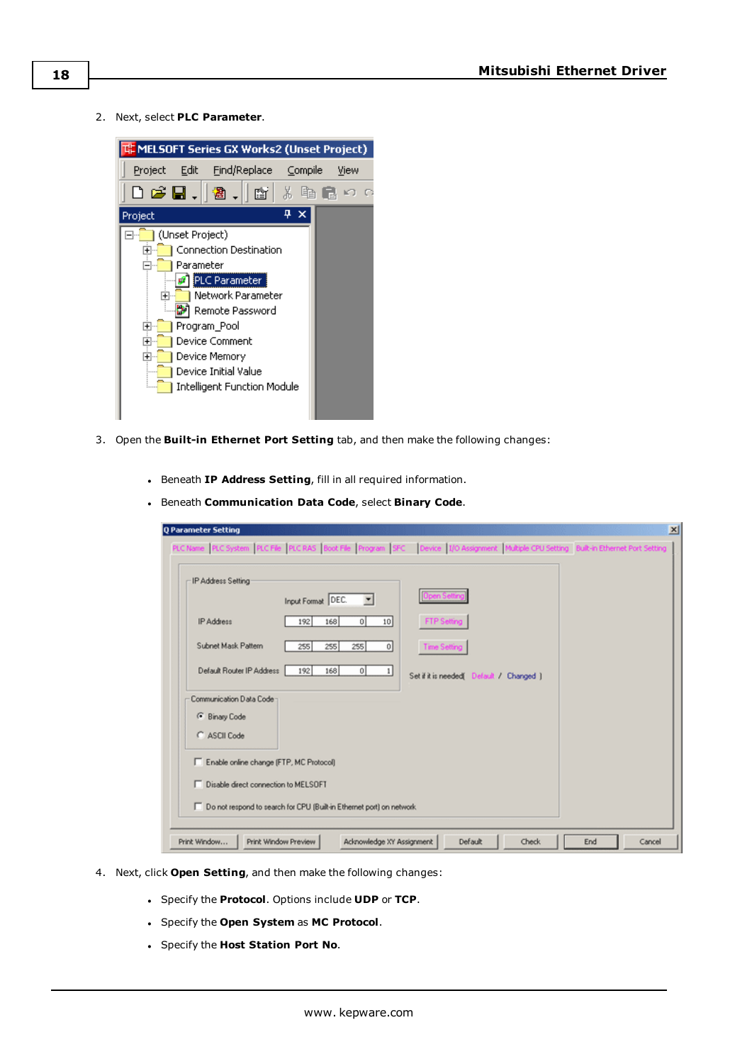2. Next, select **PLC Parameter**.

3. Open the **Built-in Ethernet Port Setting** tab, and then make the following changes:

   - Beneath **IP Address Setting**, fill in all required information.
   - Beneath **Communication Data Code**, select **Binary Code**.

4. Next, click **Open Setting**, and then make the following changes:

   - Specify the **Protocol**. Options include **UDP** or **TCP**.
   - Specify the **Open System** as **MC Protocol**.
   - Specify the **Host Station Port No**.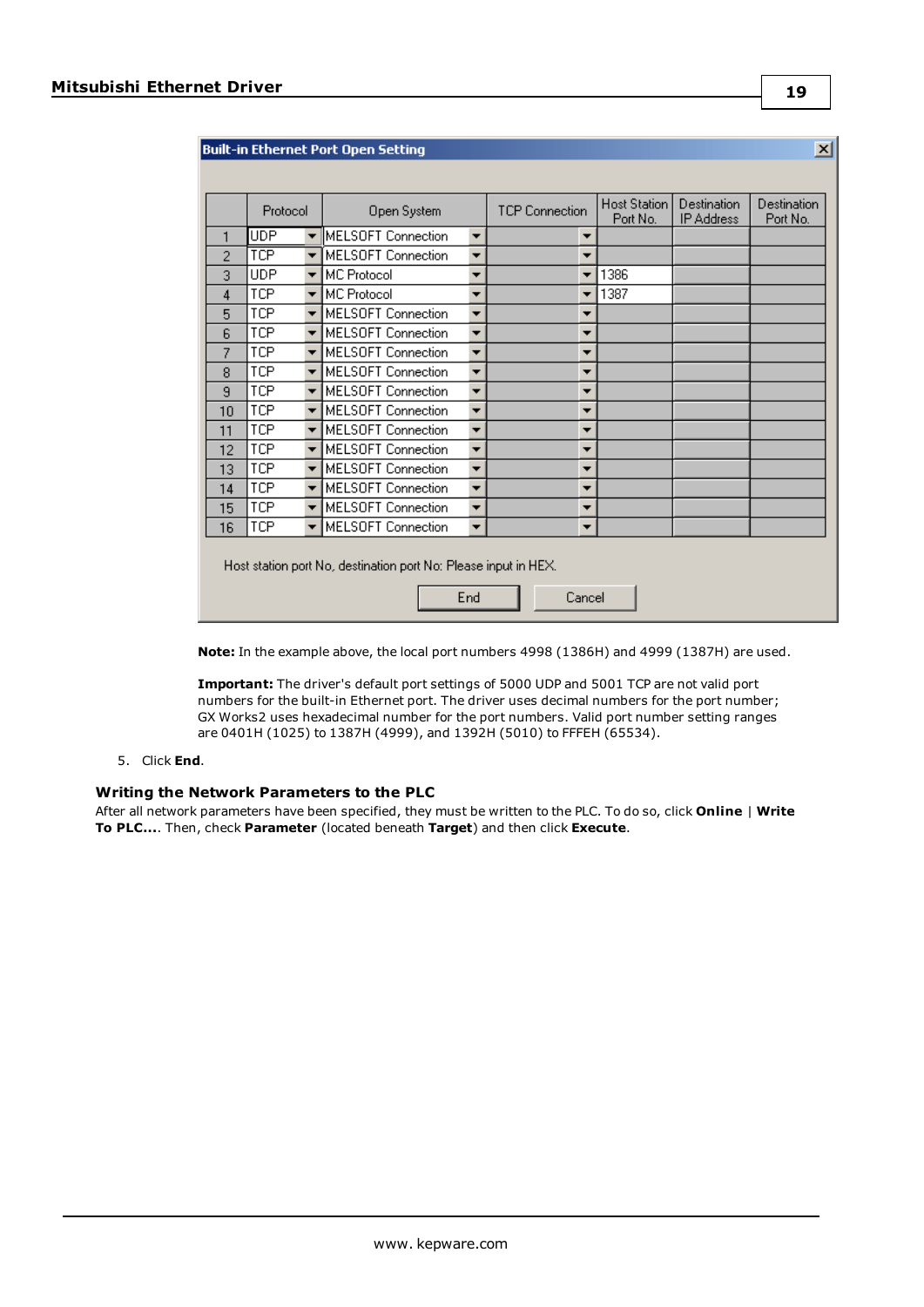**Built-in Ethernet Port Open Setting**

| | Protocol | Open System | TCP Connection | Host Station Port No. | Destination IP Address | Destination Port No. |
|---|---|---|---|---|---|---|
| 1 | UDP | MELSOFT Connection | | | | |
| 2 | TCP | MELSOFT Connection | | | | |
| 3 | UDP | MC Protocol | | 1386 | | |
| 4 | TCP | MC Protocol | | 1387 | | |
| 5 | TCP | MELSOFT Connection | | | | |
| 6 | TCP | MELSOFT Connection | | | | |
| 7 | TCP | MELSOFT Connection | | | | |
| 8 | TCP | MELSOFT Connection | | | | |
| 9 | TCP | MELSOFT Connection | | | | |
| 10 | TCP | MELSOFT Connection | | | | |
| 11 | TCP | MELSOFT Connection | | | | |
| 12 | TCP | MELSOFT Connection | | | | |
| 13 | TCP | MELSOFT Connection | | | | |
| 14 | TCP | MELSOFT Connection | | | | |
| 15 | TCP | MELSOFT Connection | | | | |
| 16 | TCP | MELSOFT Connection | | | | |

Host station port No, destination port No: Please input in HEX.

End | Cancel

**Note:** In the example above, the local port numbers 4998 (1386H) and 4999 (1387H) are used.

**Important:** The driver's default port settings of 5000 UDP and 5001 TCP are not valid port numbers for the built-in Ethernet port. The driver uses decimal numbers for the port number; GX Works2 uses hexadecimal number for the port numbers. Valid port number setting ranges are 0401H (1025) to 1387H (4999), and 1392H (5010) to FFFEH (65534).

5. Click **End**.

### Writing the Network Parameters to the PLC

After all network parameters have been specified, they must be written to the PLC. To do so, click **Online** | **Write To PLC...**. Then, check **Parameter** (located beneath **Target**) and then click **Execute**.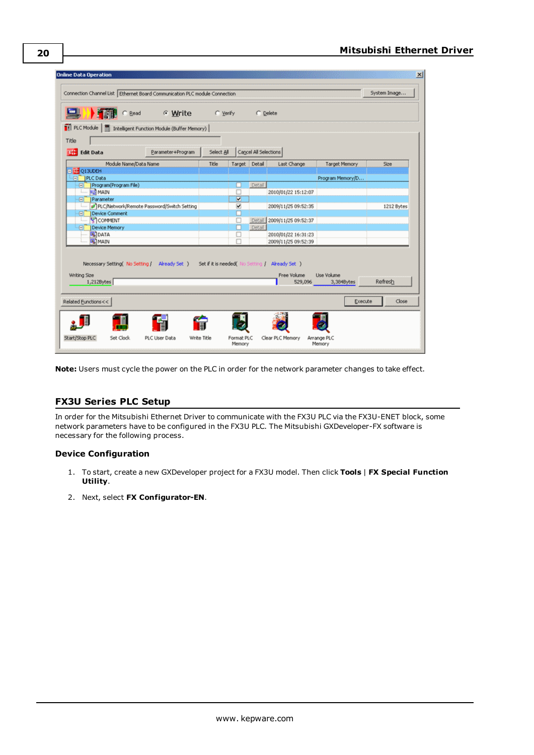**Note:** Users must cycle the power on the PLC in order for the network parameter changes to take effect.

## FX3U Series PLC Setup

In order for the Mitsubishi Ethernet Driver to communicate with the FX3U PLC via the FX3U-ENET block, some network parameters have to be configured in the FX3U PLC. The Mitsubishi GXDeveloper-FX software is necessary for the following process.

### Device Configuration

1. To start, create a new GXDeveloper project for a FX3U model. Then click **Tools** | **FX Special Function Utility**.
2. Next, select **FX Configurator-EN**.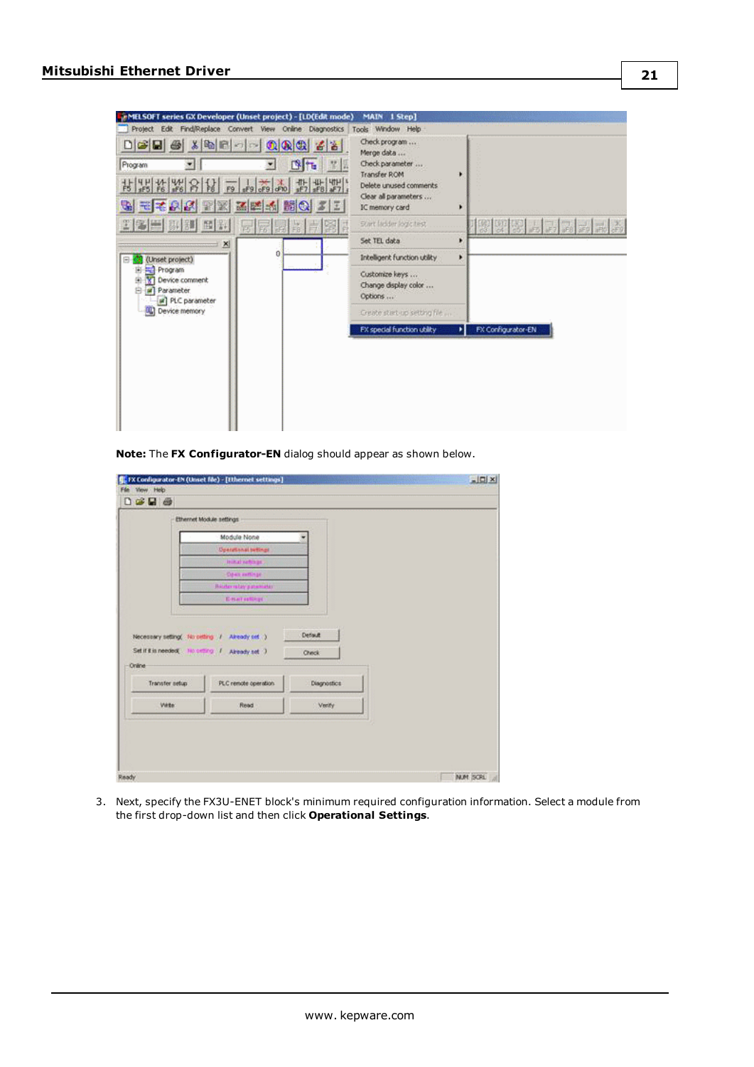**Note:** The **FX Configurator-EN** dialog should appear as shown below.

3. Next, specify the FX3U-ENET block's minimum required configuration information. Select a module from the first drop-down list and then click **Operational Settings**.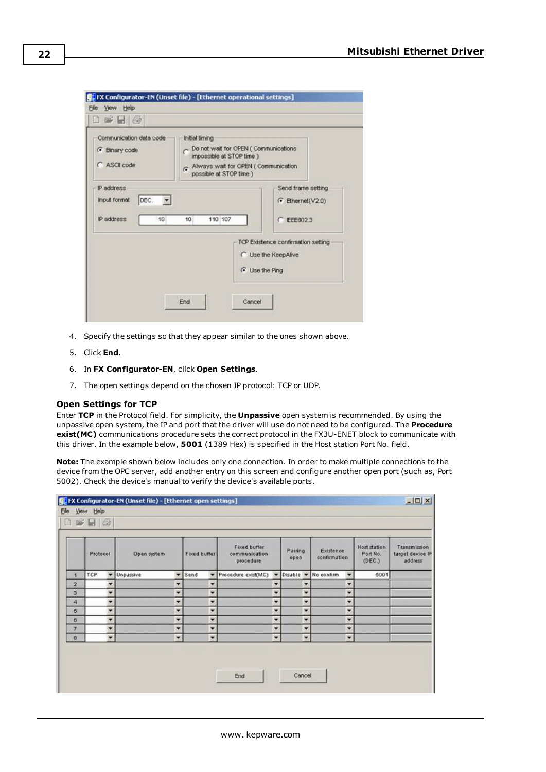4. Specify the settings so that they appear similar to the ones shown above.
5. Click **End**.
6. In **FX Configurator-EN**, click **Open Settings**.
7. The open settings depend on the chosen IP protocol: TCP or UDP.

### Open Settings for TCP

Enter **TCP** in the Protocol field. For simplicity, the **Unpassive** open system is recommended. By using the unpassive open system, the IP and port that the driver will use do not need to be configured. The **Procedure exist(MC)** communications procedure sets the correct protocol in the FX3U-ENET block to communicate with this driver. In the example below, **5001** (1389 Hex) is specified in the Host station Port No. field.

**Note:** The example shown below includes only one connection. In order to make multiple connections to the device from the OPC server, add another entry on this screen and configure another open port (such as, Port 5002). Check the device's manual to verify the device's available ports.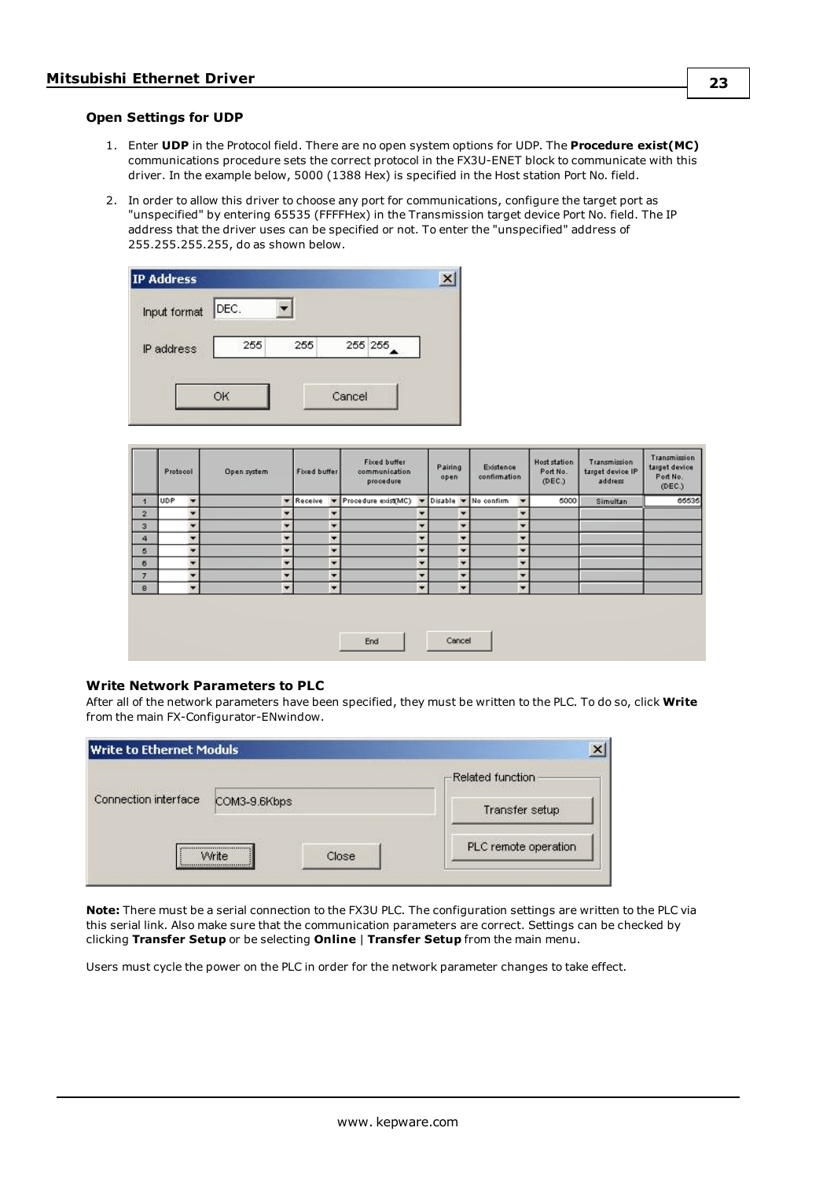### Open Settings for UDP

1. Enter **UDP** in the Protocol field. There are no open system options for UDP. The **Procedure exist(MC)** communications procedure sets the correct protocol in the FX3U-ENET block to communicate with this driver. In the example below, 5000 (1388 Hex) is specified in the Host station Port No. field.

2. In order to allow this driver to choose any port for communications, configure the target port as "unspecified" by entering 65535 (FFFFHex) in the Transmission target device Port No. field. The IP address that the driver uses can be specified or not. To enter the "unspecified" address of 255.255.255.255, do as shown below.

### Write Network Parameters to PLC

After all of the network parameters have been specified, they must be written to the PLC. To do so, click **Write** from the main FX-Configurator-ENwindow.

**Note:** There must be a serial connection to the FX3U PLC. The configuration settings are written to the PLC via this serial link. Also make sure that the communication parameters are correct. Settings can be checked by clicking **Transfer Setup** or be selecting **Online** | **Transfer Setup** from the main menu.

Users must cycle the power on the PLC in order for the network parameter changes to take effect.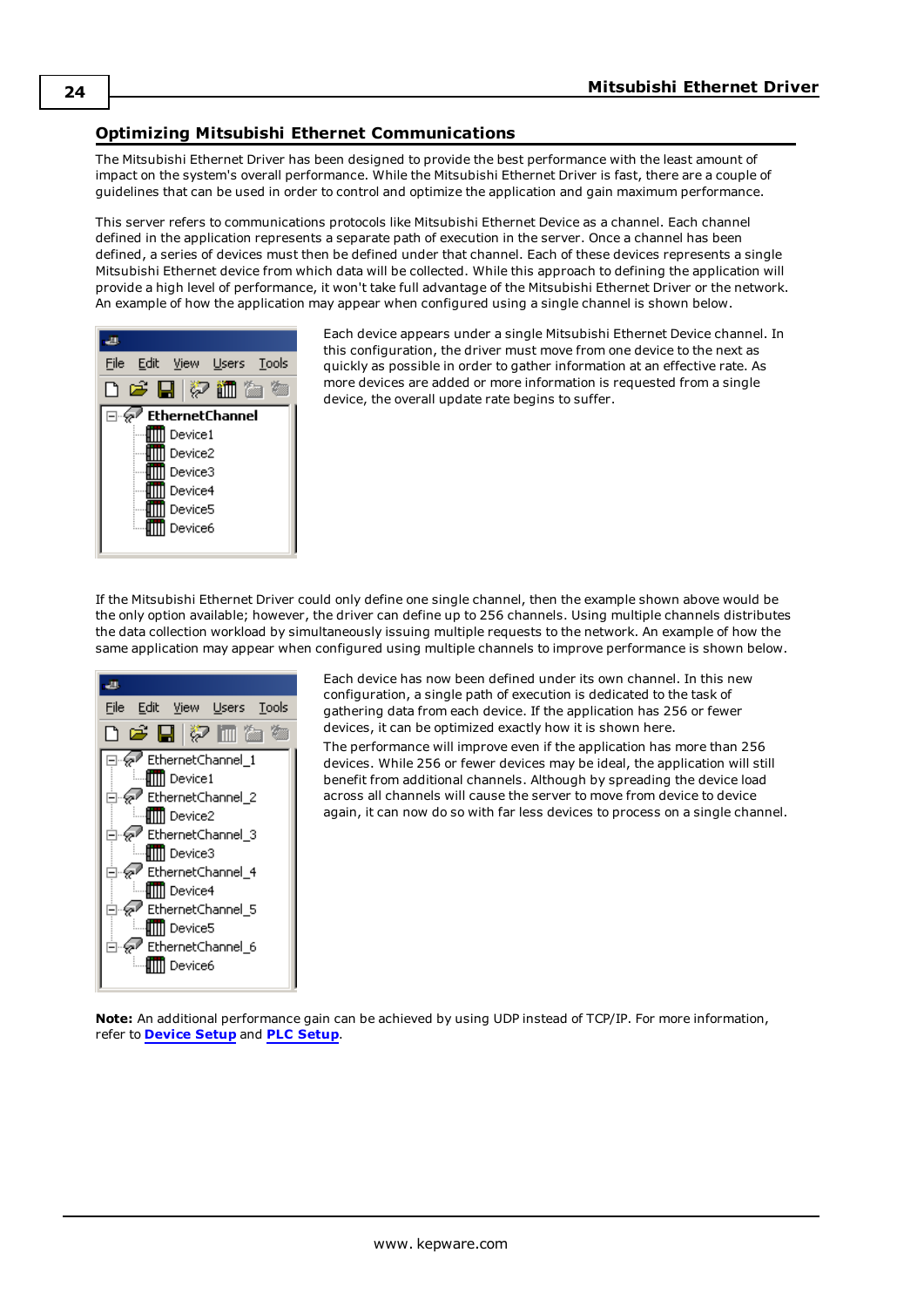## Optimizing Mitsubishi Ethernet Communications

The Mitsubishi Ethernet Driver has been designed to provide the best performance with the least amount of impact on the system's overall performance. While the Mitsubishi Ethernet Driver is fast, there are a couple of guidelines that can be used in order to control and optimize the application and gain maximum performance.

This server refers to communications protocols like Mitsubishi Ethernet Device as a channel. Each channel defined in the application represents a separate path of execution in the server. Once a channel has been defined, a series of devices must then be defined under that channel. Each of these devices represents a single Mitsubishi Ethernet device from which data will be collected. While this approach to defining the application will provide a high level of performance, it won't take full advantage of the Mitsubishi Ethernet Driver or the network. An example of how the application may appear when configured using a single channel is shown below.

Each device appears under a single Mitsubishi Ethernet Device channel. In this configuration, the driver must move from one device to the next as quickly as possible in order to gather information at an effective rate. As more devices are added or more information is requested from a single device, the overall update rate begins to suffer.

If the Mitsubishi Ethernet Driver could only define one single channel, then the example shown above would be the only option available; however, the driver can define up to 256 channels. Using multiple channels distributes the data collection workload by simultaneously issuing multiple requests to the network. An example of how the same application may appear when configured using multiple channels to improve performance is shown below.

Each device has now been defined under its own channel. In this new configuration, a single path of execution is dedicated to the task of gathering data from each device. If the application has 256 or fewer devices, it can be optimized exactly how it is shown here.

The performance will improve even if the application has more than 256 devices. While 256 or fewer devices may be ideal, the application will still benefit from additional channels. Although by spreading the device load across all channels will cause the server to move from device to device again, it can now do so with far less devices to process on a single channel.

**Note:** An additional performance gain can be achieved by using UDP instead of TCP/IP. For more information, refer to **Device Setup** and **PLC Setup**.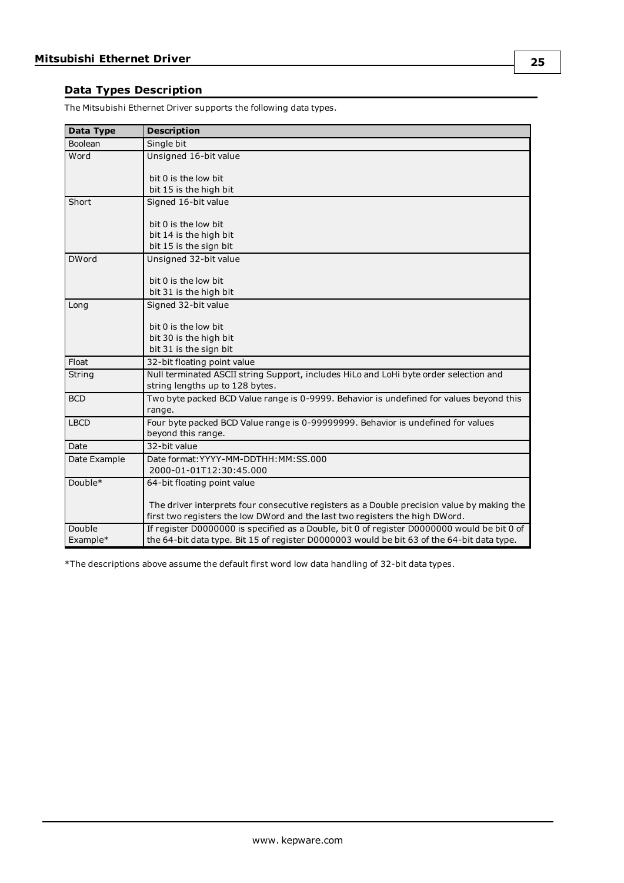## Data Types Description

The Mitsubishi Ethernet Driver supports the following data types.

| Data Type | Description |
|---|---|
| Boolean | Single bit |
| Word | Unsigned 16-bit value<br><br>bit 0 is the low bit<br>bit 15 is the high bit |
| Short | Signed 16-bit value<br><br>bit 0 is the low bit<br>bit 14 is the high bit<br>bit 15 is the sign bit |
| DWord | Unsigned 32-bit value<br><br>bit 0 is the low bit<br>bit 31 is the high bit |
| Long | Signed 32-bit value<br><br>bit 0 is the low bit<br>bit 30 is the high bit<br>bit 31 is the sign bit |
| Float | 32-bit floating point value |
| String | Null terminated ASCII string Support, includes HiLo and LoHi byte order selection and string lengths up to 128 bytes. |
| BCD | Two byte packed BCD Value range is 0-9999. Behavior is undefined for values beyond this range. |
| LBCD | Four byte packed BCD Value range is 0-99999999. Behavior is undefined for values beyond this range. |
| Date | 32-bit value |
| Date Example | Date format:YYYY-MM-DDTHH:MM:SS.000<br>2000-01-01T12:30:45.000 |
| Double* | 64-bit floating point value<br><br>The driver interprets four consecutive registers as a Double precision value by making the first two registers the low DWord and the last two registers the high DWord. |
| Double Example* | If register D0000000 is specified as a Double, bit 0 of register D0000000 would be bit 0 of the 64-bit data type. Bit 15 of register D0000003 would be bit 63 of the 64-bit data type. |

*The descriptions above assume the default first word low data handling of 32-bit data types.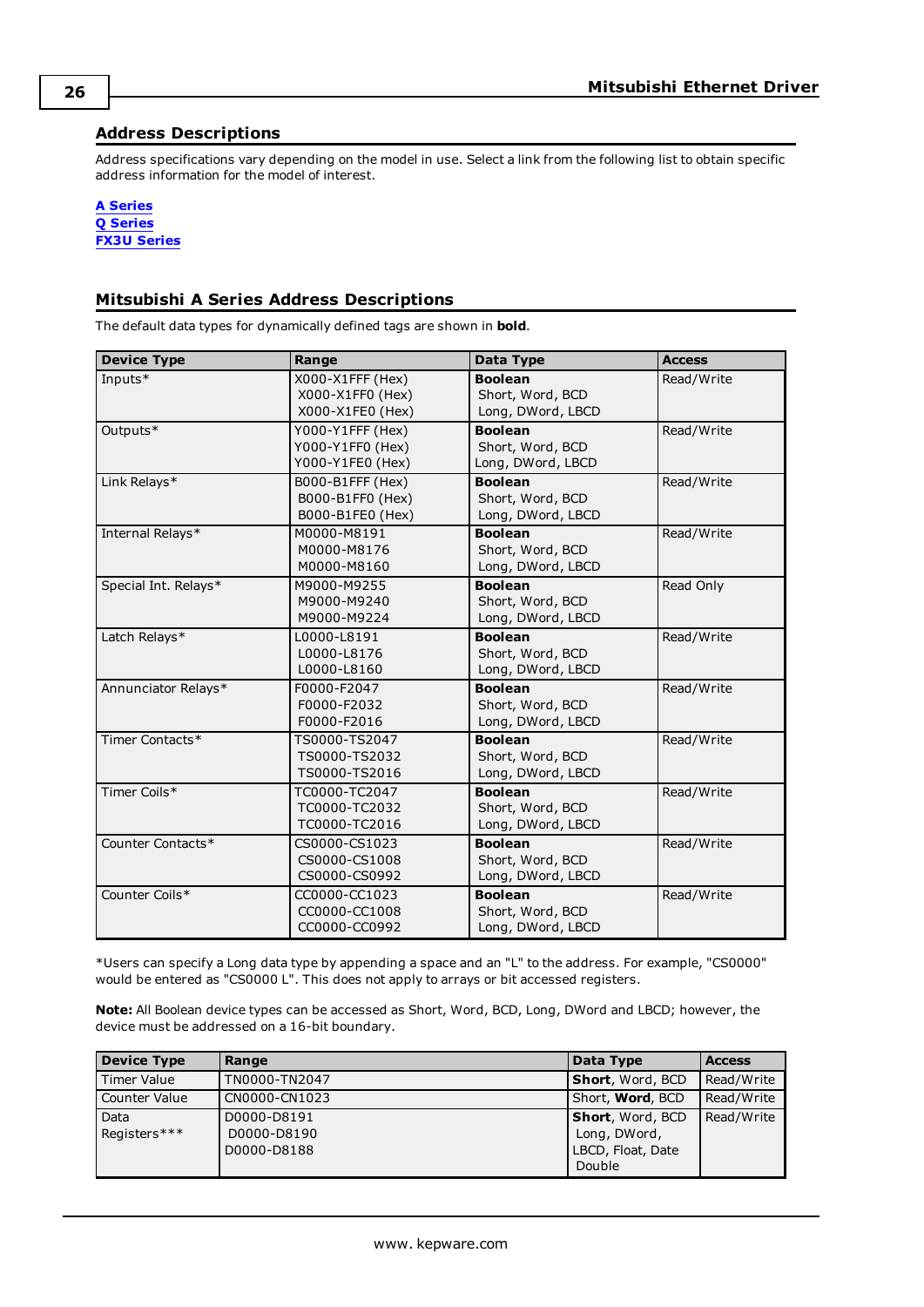## Address Descriptions

Address specifications vary depending on the model in use. Select a link from the following list to obtain specific address information for the model of interest.

**A Series**
**Q Series**
**FX3U Series**

## Mitsubishi A Series Address Descriptions

The default data types for dynamically defined tags are shown in **bold**.

| Device Type | Range | Data Type | Access |
|---|---|---|---|
| Inputs* | X000-X1FFF (Hex)<br>X000-X1FF0 (Hex)<br>X000-X1FE0 (Hex) | **Boolean**<br>Short, Word, BCD<br>Long, DWord, LBCD | Read/Write |
| Outputs* | Y000-Y1FFF (Hex)<br>Y000-Y1FF0 (Hex)<br>Y000-Y1FE0 (Hex) | **Boolean**<br>Short, Word, BCD<br>Long, DWord, LBCD | Read/Write |
| Link Relays* | B000-B1FFF (Hex)<br>B000-B1FF0 (Hex)<br>B000-B1FE0 (Hex) | **Boolean**<br>Short, Word, BCD<br>Long, DWord, LBCD | Read/Write |
| Internal Relays* | M0000-M8191<br>M0000-M8176<br>M0000-M8160 | **Boolean**<br>Short, Word, BCD<br>Long, DWord, LBCD | Read/Write |
| Special Int. Relays* | M9000-M9255<br>M9000-M9240<br>M9000-M9224 | **Boolean**<br>Short, Word, BCD<br>Long, DWord, LBCD | Read Only |
| Latch Relays* | L0000-L8191<br>L0000-L8176<br>L0000-L8160 | **Boolean**<br>Short, Word, BCD<br>Long, DWord, LBCD | Read/Write |
| Annunciator Relays* | F0000-F2047<br>F0000-F2032<br>F0000-F2016 | **Boolean**<br>Short, Word, BCD<br>Long, DWord, LBCD | Read/Write |
| Timer Contacts* | TS0000-TS2047<br>TS0000-TS2032<br>TS0000-TS2016 | **Boolean**<br>Short, Word, BCD<br>Long, DWord, LBCD | Read/Write |
| Timer Coils* | TC0000-TC2047<br>TC0000-TC2032<br>TC0000-TC2016 | **Boolean**<br>Short, Word, BCD<br>Long, DWord, LBCD | Read/Write |
| Counter Contacts* | CS0000-CS1023<br>CS0000-CS1008<br>CS0000-CS0992 | **Boolean**<br>Short, Word, BCD<br>Long, DWord, LBCD | Read/Write |
| Counter Coils* | CC0000-CC1023<br>CC0000-CC1008<br>CC0000-CC0992 | **Boolean**<br>Short, Word, BCD<br>Long, DWord, LBCD | Read/Write |

*Users can specify a Long data type by appending a space and an "L" to the address. For example, "CS0000" would be entered as "CS0000 L". This does not apply to arrays or bit accessed registers.

**Note:** All Boolean device types can be accessed as Short, Word, BCD, Long, DWord and LBCD; however, the device must be addressed on a 16-bit boundary.

| Device Type | Range | Data Type | Access |
|---|---|---|---|
| Timer Value | TN0000-TN2047 | **Short**, Word, BCD | Read/Write |
| Counter Value | CN0000-CN1023 | Short, **Word**, BCD | Read/Write |
| Data Registers*** | D0000-D8191<br>D0000-D8190<br>D0000-D8188 | **Short**, Word, BCD<br>Long, DWord,<br>LBCD, Float, Date<br>Double | Read/Write |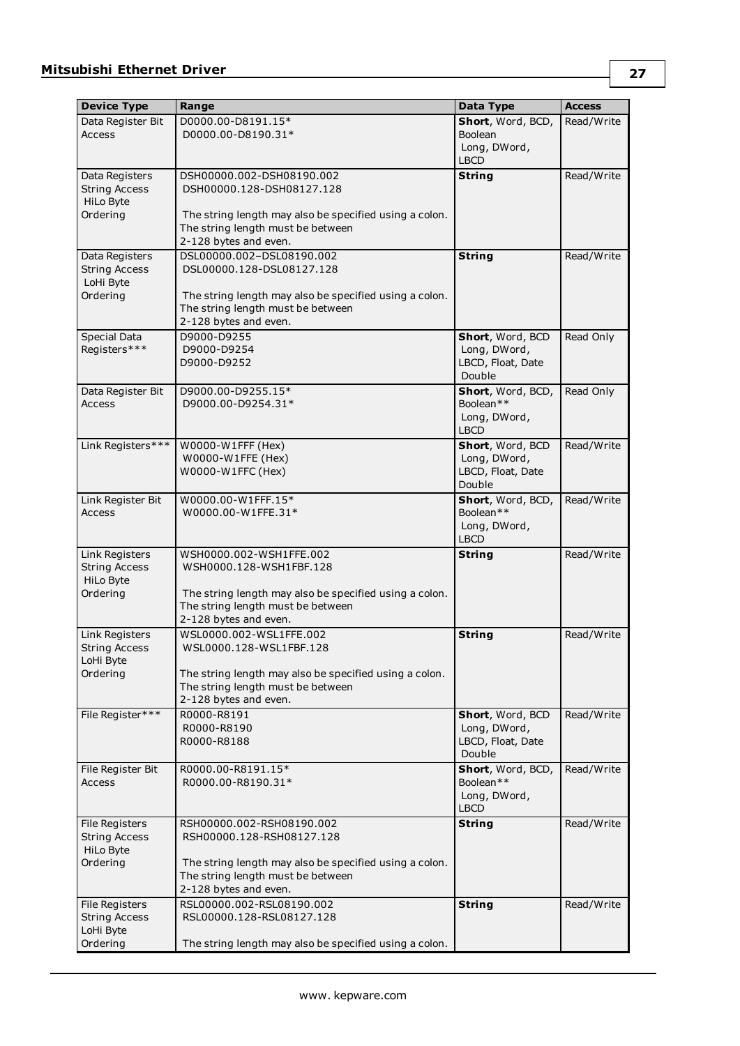| Device Type | Range | Data Type | Access |
|---|---|---|---|
| Data Register Bit Access | D0000.00-D8191.15*<br>D0000.00-D8190.31* | **Short**, Word, BCD, Boolean<br>Long, DWord, LBCD | Read/Write |
| Data Registers String Access HiLo Byte Ordering | DSH00000.002-DSH08190.002<br>DSH00000.128-DSH08127.128<br><br>The string length may also be specified using a colon. The string length must be between 2-128 bytes and even. | **String** | Read/Write |
| Data Registers String Access LoHi Byte Ordering | DSL00000.002–DSL08190.002<br>DSL00000.128-DSL08127.128<br><br>The string length may also be specified using a colon. The string length must be between 2-128 bytes and even. | **String** | Read/Write |
| Special Data Registers*** | D9000-D9255<br>D9000-D9254<br>D9000-D9252 | **Short**, Word, BCD<br>Long, DWord, LBCD, Float, Date<br>Double | Read Only |
| Data Register Bit Access | D9000.00-D9255.15*<br>D9000.00-D9254.31* | **Short**, Word, BCD, Boolean**<br>Long, DWord, LBCD | Read Only |
| Link Registers*** | W0000-W1FFF (Hex)<br>W0000-W1FFE (Hex)<br>W0000-W1FFC (Hex) | **Short**, Word, BCD<br>Long, DWord, LBCD, Float, Date<br>Double | Read/Write |
| Link Register Bit Access | W0000.00-W1FFF.15*<br>W0000.00-W1FFE.31* | **Short**, Word, BCD, Boolean**<br>Long, DWord, LBCD | Read/Write |
| Link Registers String Access HiLo Byte Ordering | WSH0000.002-WSH1FFE.002<br>WSH0000.128-WSH1FBF.128<br><br>The string length may also be specified using a colon. The string length must be between 2-128 bytes and even. | **String** | Read/Write |
| Link Registers String Access LoHi Byte Ordering | WSL0000.002-WSL1FFE.002<br>WSL0000.128-WSL1FBF.128<br><br>The string length may also be specified using a colon. The string length must be between 2-128 bytes and even. | **String** | Read/Write |
| File Register*** | R0000-R8191<br>R0000-R8190<br>R0000-R8188 | **Short**, Word, BCD<br>Long, DWord, LBCD, Float, Date<br>Double | Read/Write |
| File Register Bit Access | R0000.00-R8191.15*<br>R0000.00-R8190.31* | **Short**, Word, BCD, Boolean**<br>Long, DWord, LBCD | Read/Write |
| File Registers String Access HiLo Byte Ordering | RSH00000.002-RSH08190.002<br>RSH00000.128-RSH08127.128<br><br>The string length may also be specified using a colon. The string length must be between 2-128 bytes and even. | **String** | Read/Write |
| File Registers String Access LoHi Byte Ordering | RSL00000.002-RSL08190.002<br>RSL00000.128-RSL08127.128<br><br>The string length may also be specified using a colon. | **String** | Read/Write |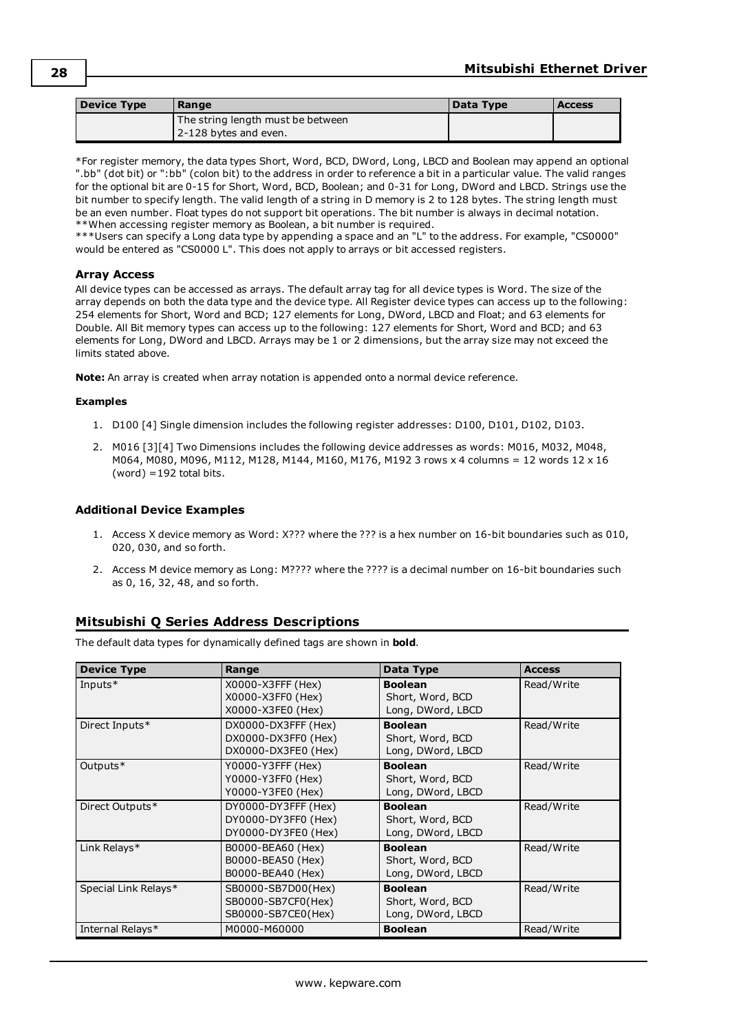| Device Type | Range | Data Type | Access |
|---|---|---|---|
| | The string length must be between 2-128 bytes and even. | | |

*For register memory, the data types Short, Word, BCD, DWord, Long, LBCD and Boolean may append an optional ".bb" (dot bit) or ":bb" (colon bit) to the address in order to reference a bit in a particular value. The valid ranges for the optional bit are 0-15 for Short, Word, BCD, Boolean; and 0-31 for Long, DWord and LBCD. Strings use the bit number to specify length. The valid length of a string in D memory is 2 to 128 bytes. The string length must be an even number. Float types do not support bit operations. The bit number is always in decimal notation.
**When accessing register memory as Boolean, a bit number is required.
***Users can specify a Long data type by appending a space and an "L" to the address. For example, "CS0000" would be entered as "CS0000 L". This does not apply to arrays or bit accessed registers.

### Array Access

All device types can be accessed as arrays. The default array tag for all device types is Word. The size of the array depends on both the data type and the device type. All Register device types can access up to the following: 254 elements for Short, Word and BCD; 127 elements for Long, DWord, LBCD and Float; and 63 elements for Double. All Bit memory types can access up to the following: 127 elements for Short, Word and BCD; and 63 elements for Long, DWord and LBCD. Arrays may be 1 or 2 dimensions, but the array size may not exceed the limits stated above.

**Note:** An array is created when array notation is appended onto a normal device reference.

#### Examples

1. D100 [4] Single dimension includes the following register addresses: D100, D101, D102, D103.
2. M016 [3][4] Two Dimensions includes the following device addresses as words: M016, M032, M048, M064, M080, M096, M112, M128, M144, M160, M176, M192 3 rows x 4 columns = 12 words 12 x 16 (word) =192 total bits.

### Additional Device Examples

1. Access X device memory as Word: X??? where the ??? is a hex number on 16-bit boundaries such as 010, 020, 030, and so forth.
2. Access M device memory as Long: M???? where the ???? is a decimal number on 16-bit boundaries such as 0, 16, 32, 48, and so forth.

## Mitsubishi Q Series Address Descriptions

The default data types for dynamically defined tags are shown in **bold**.

| Device Type | Range | Data Type | Access |
|---|---|---|---|
| Inputs* | X0000-X3FFF (Hex)<br>X0000-X3FF0 (Hex)<br>X0000-X3FE0 (Hex) | **Boolean**<br>Short, Word, BCD<br>Long, DWord, LBCD | Read/Write |
| Direct Inputs* | DX0000-DX3FFF (Hex)<br>DX0000-DX3FF0 (Hex)<br>DX0000-DX3FE0 (Hex) | **Boolean**<br>Short, Word, BCD<br>Long, DWord, LBCD | Read/Write |
| Outputs* | Y0000-Y3FFF (Hex)<br>Y0000-Y3FF0 (Hex)<br>Y0000-Y3FE0 (Hex) | **Boolean**<br>Short, Word, BCD<br>Long, DWord, LBCD | Read/Write |
| Direct Outputs* | DY0000-DY3FFF (Hex)<br>DY0000-DY3FF0 (Hex)<br>DY0000-DY3FE0 (Hex) | **Boolean**<br>Short, Word, BCD<br>Long, DWord, LBCD | Read/Write |
| Link Relays* | B0000-BEA60 (Hex)<br>B0000-BEA50 (Hex)<br>B0000-BEA40 (Hex) | **Boolean**<br>Short, Word, BCD<br>Long, DWord, LBCD | Read/Write |
| Special Link Relays* | SB0000-SB7D00(Hex)<br>SB0000-SB7CF0(Hex)<br>SB0000-SB7CE0(Hex) | **Boolean**<br>Short, Word, BCD<br>Long, DWord, LBCD | Read/Write |
| Internal Relays* | M0000-M60000 | **Boolean** | Read/Write |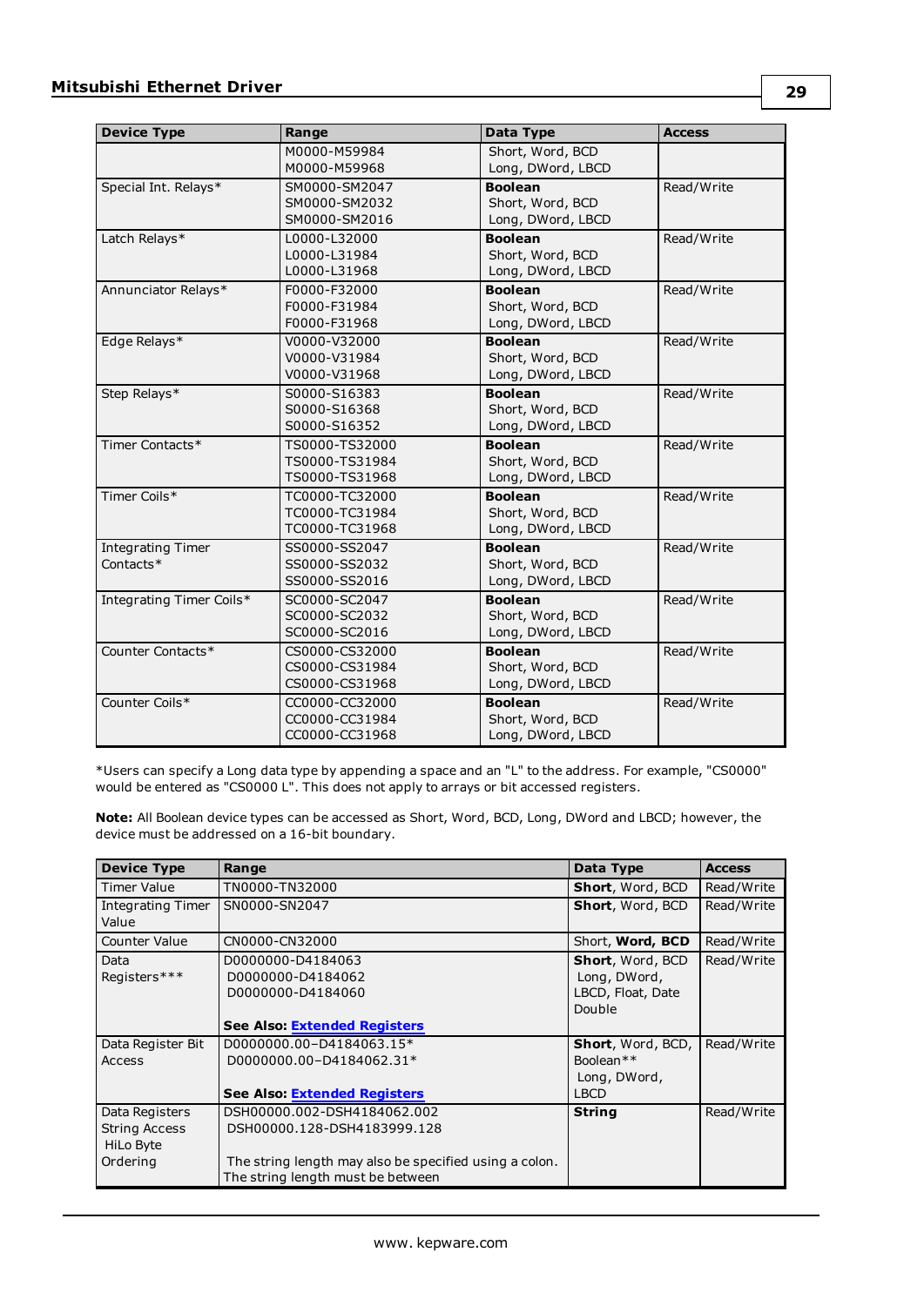| Device Type | Range | Data Type | Access |
|---|---|---|---|
| | M0000-M59984<br>M0000-M59968 | Short, Word, BCD<br>Long, DWord, LBCD | |
| Special Int. Relays* | SM0000-SM2047<br>SM0000-SM2032<br>SM0000-SM2016 | **Boolean**<br>Short, Word, BCD<br>Long, DWord, LBCD | Read/Write |
| Latch Relays* | L0000-L32000<br>L0000-L31984<br>L0000-L31968 | **Boolean**<br>Short, Word, BCD<br>Long, DWord, LBCD | Read/Write |
| Annunciator Relays* | F0000-F32000<br>F0000-F31984<br>F0000-F31968 | **Boolean**<br>Short, Word, BCD<br>Long, DWord, LBCD | Read/Write |
| Edge Relays* | V0000-V32000<br>V0000-V31984<br>V0000-V31968 | **Boolean**<br>Short, Word, BCD<br>Long, DWord, LBCD | Read/Write |
| Step Relays* | S0000-S16383<br>S0000-S16368<br>S0000-S16352 | **Boolean**<br>Short, Word, BCD<br>Long, DWord, LBCD | Read/Write |
| Timer Contacts* | TS0000-TS32000<br>TS0000-TS31984<br>TS0000-TS31968 | **Boolean**<br>Short, Word, BCD<br>Long, DWord, LBCD | Read/Write |
| Timer Coils* | TC0000-TC32000<br>TC0000-TC31984<br>TC0000-TC31968 | **Boolean**<br>Short, Word, BCD<br>Long, DWord, LBCD | Read/Write |
| Integrating Timer Contacts* | SS0000-SS2047<br>SS0000-SS2032<br>SS0000-SS2016 | **Boolean**<br>Short, Word, BCD<br>Long, DWord, LBCD | Read/Write |
| Integrating Timer Coils* | SC0000-SC2047<br>SC0000-SC2032<br>SC0000-SC2016 | **Boolean**<br>Short, Word, BCD<br>Long, DWord, LBCD | Read/Write |
| Counter Contacts* | CS0000-CS32000<br>CS0000-CS31984<br>CS0000-CS31968 | **Boolean**<br>Short, Word, BCD<br>Long, DWord, LBCD | Read/Write |
| Counter Coils* | CC0000-CC32000<br>CC0000-CC31984<br>CC0000-CC31968 | **Boolean**<br>Short, Word, BCD<br>Long, DWord, LBCD | Read/Write |

*Users can specify a Long data type by appending a space and an "L" to the address. For example, "CS0000" would be entered as "CS0000 L". This does not apply to arrays or bit accessed registers.

**Note:** All Boolean device types can be accessed as Short, Word, BCD, Long, DWord and LBCD; however, the device must be addressed on a 16-bit boundary.

| Device Type | Range | Data Type | Access |
|---|---|---|---|
| Timer Value | TN0000-TN32000 | **Short**, Word, BCD | Read/Write |
| Integrating Timer Value | SN0000-SN2047 | **Short**, Word, BCD | Read/Write |
| Counter Value | CN0000-CN32000 | Short, **Word, BCD** | Read/Write |
| Data Registers*** | D0000000-D4184063<br>D0000000-D4184062<br>D0000000-D4184060<br><br>**See Also: Extended Registers** | **Short**, Word, BCD<br>Long, DWord, LBCD, Float, Date<br>Double | Read/Write |
| Data Register Bit Access | D0000000.00–D4184063.15*<br>D0000000.00–D4184062.31*<br><br>**See Also: Extended Registers** | **Short**, Word, BCD, Boolean**<br>Long, DWord, LBCD | Read/Write |
| Data Registers String Access HiLo Byte Ordering | DSH00000.002-DSH4184062.002<br>DSH00000.128-DSH4183999.128<br><br>The string length may also be specified using a colon. The string length must be between | **String** | Read/Write |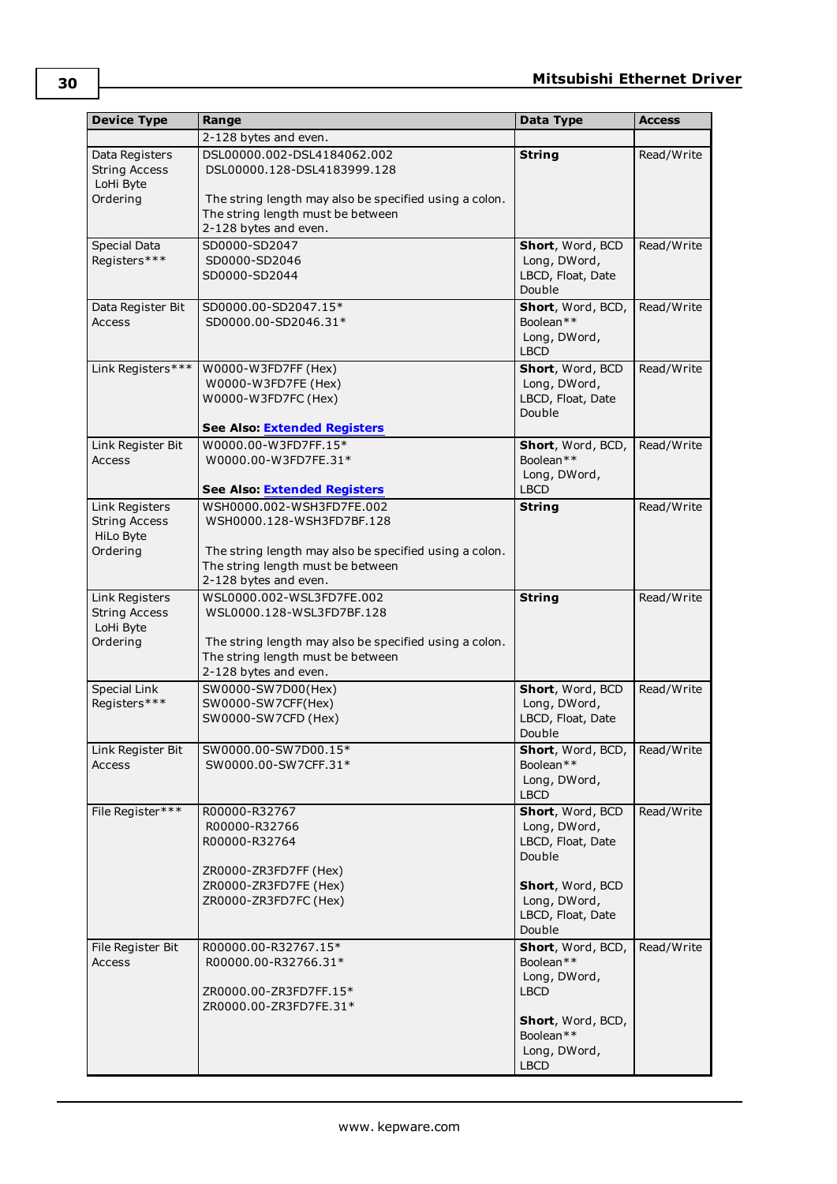| Device Type | Range | Data Type | Access |
|---|---|---|---|
| | 2-128 bytes and even. | | |
| Data Registers String Access LoHi Byte Ordering | DSL00000.002-DSL4184062.002<br>DSL00000.128-DSL4183999.128<br><br>The string length may also be specified using a colon. The string length must be between 2-128 bytes and even. | **String** | Read/Write |
| Special Data Registers*** | SD0000-SD2047<br>SD0000-SD2046<br>SD0000-SD2044 | **Short**, Word, BCD<br>Long, DWord, LBCD, Float, Date<br>Double | Read/Write |
| Data Register Bit Access | SD0000.00-SD2047.15*<br>SD0000.00-SD2046.31* | **Short**, Word, BCD, Boolean**<br>Long, DWord, LBCD | Read/Write |
| Link Registers*** | W0000-W3FD7FF (Hex)<br>W0000-W3FD7FE (Hex)<br>W0000-W3FD7FC (Hex)<br><br>**See Also: Extended Registers** | **Short**, Word, BCD<br>Long, DWord, LBCD, Float, Date<br>Double | Read/Write |
| Link Register Bit Access | W0000.00-W3FD7FF.15*<br>W0000.00-W3FD7FE.31*<br><br>**See Also: Extended Registers** | **Short**, Word, BCD, Boolean**<br>Long, DWord, LBCD | Read/Write |
| Link Registers String Access HiLo Byte Ordering | WSH0000.002-WSH3FD7FE.002<br>WSH0000.128-WSH3FD7BF.128<br><br>The string length may also be specified using a colon. The string length must be between 2-128 bytes and even. | **String** | Read/Write |
| Link Registers String Access LoHi Byte Ordering | WSL0000.002-WSL3FD7FE.002<br>WSL0000.128-WSL3FD7BF.128<br><br>The string length may also be specified using a colon. The string length must be between 2-128 bytes and even. | **String** | Read/Write |
| Special Link Registers*** | SW0000-SW7D00(Hex)<br>SW0000-SW7CFF(Hex)<br>SW0000-SW7CFD (Hex) | **Short**, Word, BCD<br>Long, DWord, LBCD, Float, Date<br>Double | Read/Write |
| Link Register Bit Access | SW0000.00-SW7D00.15*<br>SW0000.00-SW7CFF.31* | **Short**, Word, BCD, Boolean**<br>Long, DWord, LBCD | Read/Write |
| File Register*** | R00000-R32767<br>R00000-R32766<br>R00000-R32764<br><br>ZR0000-ZR3FD7FF (Hex)<br>ZR0000-ZR3FD7FE (Hex)<br>ZR0000-ZR3FD7FC (Hex) | **Short**, Word, BCD<br>Long, DWord, LBCD, Float, Date<br>Double<br><br>**Short**, Word, BCD<br>Long, DWord, LBCD, Float, Date<br>Double | Read/Write |
| File Register Bit Access | R00000.00-R32767.15*<br>R00000.00-R32766.31*<br><br>ZR0000.00-ZR3FD7FF.15*<br>ZR0000.00-ZR3FD7FE.31* | **Short**, Word, BCD, Boolean**<br>Long, DWord, LBCD<br><br>**Short**, Word, BCD, Boolean**<br>Long, DWord, LBCD | Read/Write |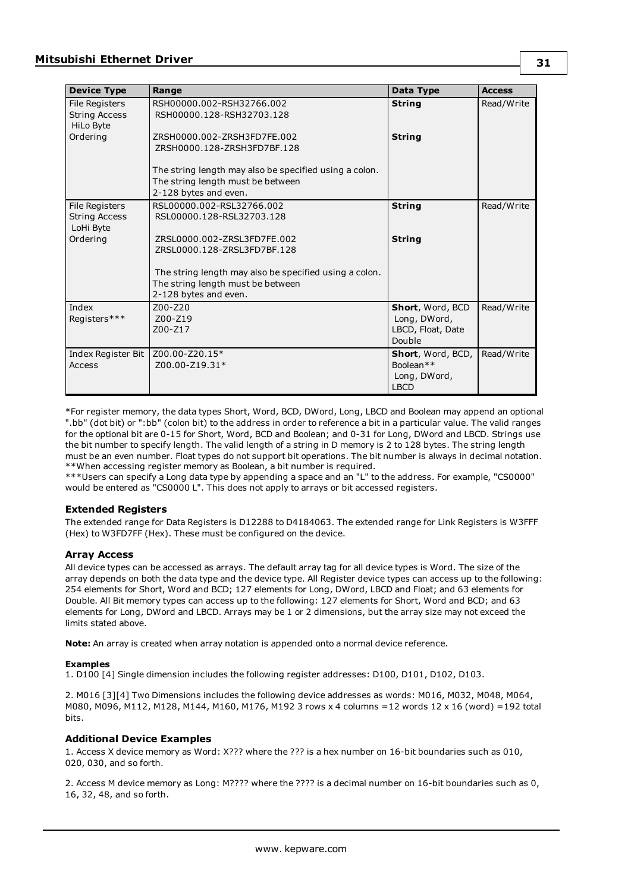| Device Type | Range | Data Type | Access |
|---|---|---|---|
| File Registers String Access HiLo Byte Ordering | RSH00000.002-RSH32766.002<br>RSH00000.128-RSH32703.128<br><br>ZRSH0000.002-ZRSH3FD7FE.002<br>ZRSH0000.128-ZRSH3FD7BF.128<br><br>The string length may also be specified using a colon. The string length must be between 2-128 bytes and even. | **String**<br><br><br>**String** | Read/Write |
| File Registers String Access LoHi Byte Ordering | RSL00000.002-RSL32766.002<br>RSL00000.128-RSL32703.128<br><br>ZRSL0000.002-ZRSL3FD7FE.002<br>ZRSL0000.128-ZRSL3FD7BF.128<br><br>The string length may also be specified using a colon. The string length must be between 2-128 bytes and even. | **String**<br><br><br>**String** | Read/Write |
| Index Registers*** | Z00-Z20<br>Z00-Z19<br>Z00-Z17 | **Short**, Word, BCD<br>Long, DWord,<br>LBCD, Float, Date<br>Double | Read/Write |
| Index Register Bit Access | Z00.00-Z20.15*<br>Z00.00-Z19.31* | **Short**, Word, BCD, Boolean**<br>Long, DWord, LBCD | Read/Write |

*For register memory, the data types Short, Word, BCD, DWord, Long, LBCD and Boolean may append an optional ".bb" (dot bit) or ":bb" (colon bit) to the address in order to reference a bit in a particular value. The valid ranges for the optional bit are 0-15 for Short, Word, BCD and Boolean; and 0-31 for Long, DWord and LBCD. Strings use the bit number to specify length. The valid length of a string in D memory is 2 to 128 bytes. The string length must be an even number. Float types do not support bit operations. The bit number is always in decimal notation.
**When accessing register memory as Boolean, a bit number is required.
***Users can specify a Long data type by appending a space and an "L" to the address. For example, "CS0000" would be entered as "CS0000 L". This does not apply to arrays or bit accessed registers.

### Extended Registers

The extended range for Data Registers is D12288 to D4184063. The extended range for Link Registers is W3FFF (Hex) to W3FD7FF (Hex). These must be configured on the device.

### Array Access

All device types can be accessed as arrays. The default array tag for all device types is Word. The size of the array depends on both the data type and the device type. All Register device types can access up to the following: 254 elements for Short, Word and BCD; 127 elements for Long, DWord, LBCD and Float; and 63 elements for Double. All Bit memory types can access up to the following: 127 elements for Short, Word and BCD; and 63 elements for Long, DWord and LBCD. Arrays may be 1 or 2 dimensions, but the array size may not exceed the limits stated above.

**Note:** An array is created when array notation is appended onto a normal device reference.

#### Examples

1. D100 [4] Single dimension includes the following register addresses: D100, D101, D102, D103.

2. M016 [3][4] Two Dimensions includes the following device addresses as words: M016, M032, M048, M064, M080, M096, M112, M128, M144, M160, M176, M192 3 rows x 4 columns =12 words 12 x 16 (word) =192 total bits.

### Additional Device Examples

1. Access X device memory as Word: X??? where the ??? is a hex number on 16-bit boundaries such as 010, 020, 030, and so forth.

2. Access M device memory as Long: M???? where the ???? is a decimal number on 16-bit boundaries such as 0, 16, 32, 48, and so forth.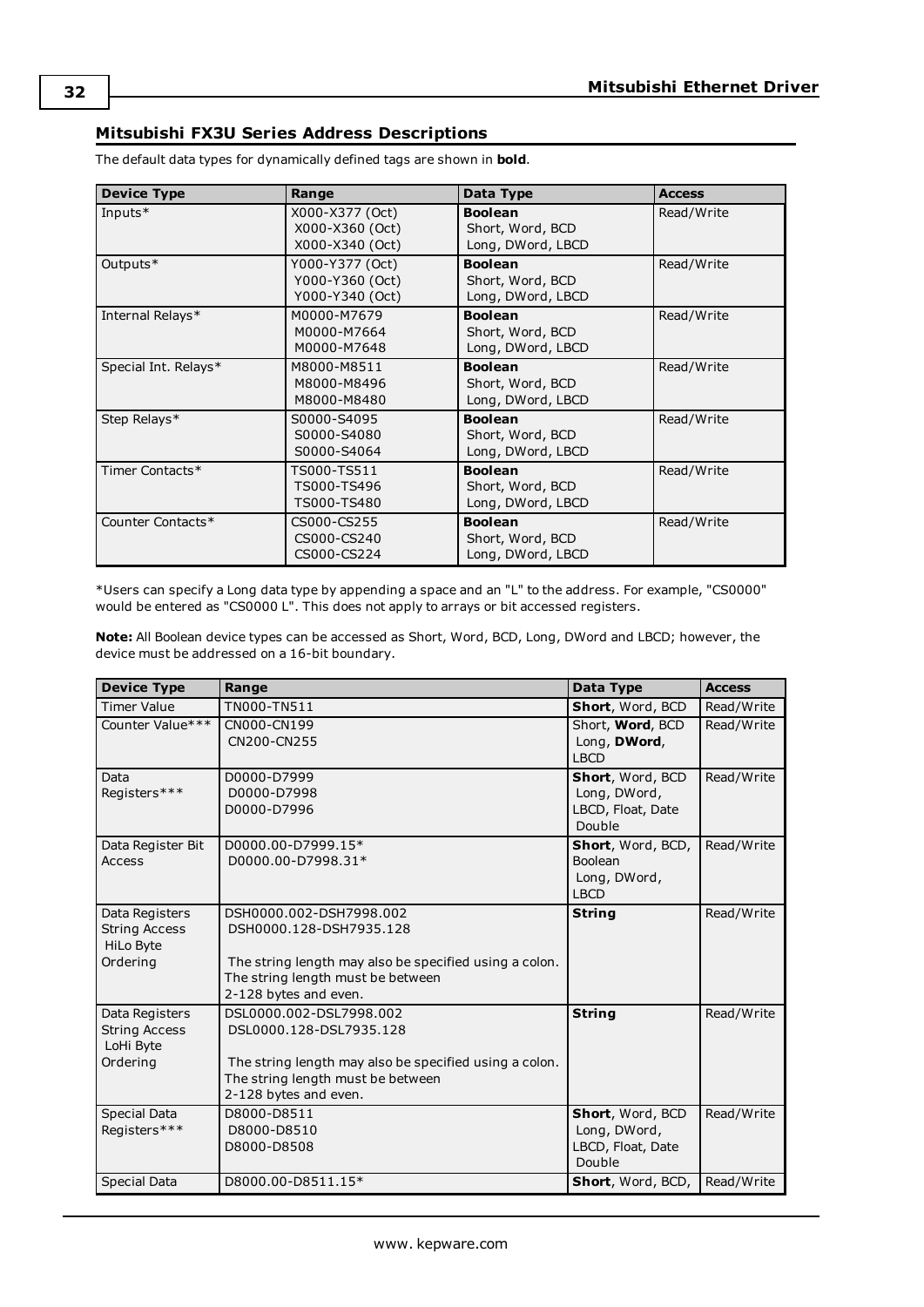## Mitsubishi FX3U Series Address Descriptions

The default data types for dynamically defined tags are shown in **bold**.

| Device Type | Range | Data Type | Access |
|---|---|---|---|
| Inputs* | X000-X377 (Oct)<br>X000-X360 (Oct)<br>X000-X340 (Oct) | **Boolean**<br>Short, Word, BCD<br>Long, DWord, LBCD | Read/Write |
| Outputs* | Y000-Y377 (Oct)<br>Y000-Y360 (Oct)<br>Y000-Y340 (Oct) | **Boolean**<br>Short, Word, BCD<br>Long, DWord, LBCD | Read/Write |
| Internal Relays* | M0000-M7679<br>M0000-M7664<br>M0000-M7648 | **Boolean**<br>Short, Word, BCD<br>Long, DWord, LBCD | Read/Write |
| Special Int. Relays* | M8000-M8511<br>M8000-M8496<br>M8000-M8480 | **Boolean**<br>Short, Word, BCD<br>Long, DWord, LBCD | Read/Write |
| Step Relays* | S0000-S4095<br>S0000-S4080<br>S0000-S4064 | **Boolean**<br>Short, Word, BCD<br>Long, DWord, LBCD | Read/Write |
| Timer Contacts* | TS000-TS511<br>TS000-TS496<br>TS000-TS480 | **Boolean**<br>Short, Word, BCD<br>Long, DWord, LBCD | Read/Write |
| Counter Contacts* | CS000-CS255<br>CS000-CS240<br>CS000-CS224 | **Boolean**<br>Short, Word, BCD<br>Long, DWord, LBCD | Read/Write |

*Users can specify a Long data type by appending a space and an "L" to the address. For example, "CS0000" would be entered as "CS0000 L". This does not apply to arrays or bit accessed registers.

**Note:** All Boolean device types can be accessed as Short, Word, BCD, Long, DWord and LBCD; however, the device must be addressed on a 16-bit boundary.

| Device Type | Range | Data Type | Access |
|---|---|---|---|
| Timer Value | TN000-TN511 | **Short**, Word, BCD | Read/Write |
| Counter Value*** | CN000-CN199<br>CN200-CN255 | Short, **Word**, BCD<br>Long, **DWord**, LBCD | Read/Write |
| Data Registers*** | D0000-D7999<br>D0000-D7998<br>D0000-D7996 | **Short**, Word, BCD<br>Long, DWord, LBCD, Float, Date<br>Double | Read/Write |
| Data Register Bit Access | D0000.00-D7999.15*<br>D0000.00-D7998.31* | **Short**, Word, BCD, Boolean<br>Long, DWord, LBCD | Read/Write |
| Data Registers String Access HiLo Byte Ordering | DSH0000.002-DSH7998.002<br>DSH0000.128-DSH7935.128<br><br>The string length may also be specified using a colon. The string length must be between 2-128 bytes and even. | **String** | Read/Write |
| Data Registers String Access LoHi Byte Ordering | DSL0000.002-DSL7998.002<br>DSL0000.128-DSL7935.128<br><br>The string length may also be specified using a colon. The string length must be between 2-128 bytes and even. | **String** | Read/Write |
| Special Data Registers*** | D8000-D8511<br>D8000-D8510<br>D8000-D8508 | **Short**, Word, BCD<br>Long, DWord, LBCD, Float, Date<br>Double | Read/Write |
| Special Data | D8000.00-D8511.15* | **Short**, Word, BCD, | Read/Write |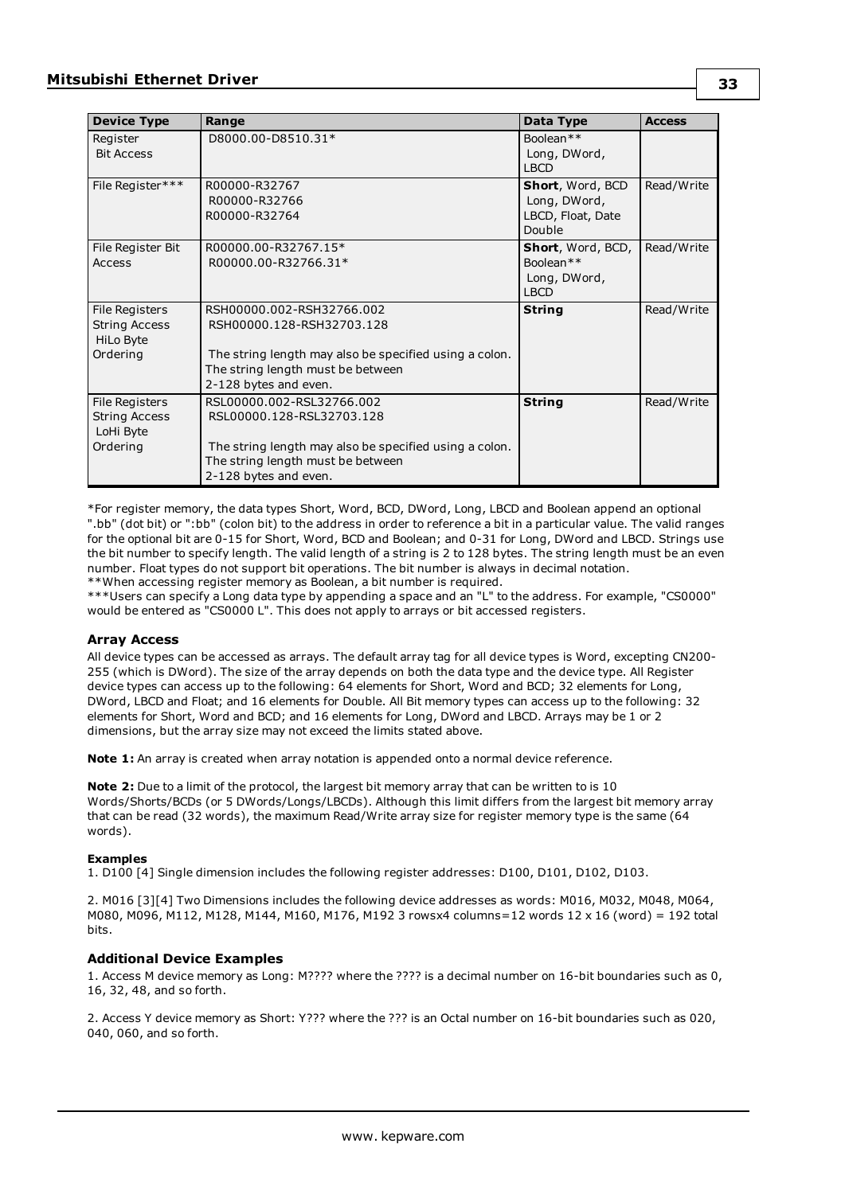| Device Type | Range | Data Type | Access |
|---|---|---|---|
| Register Bit Access | D8000.00-D8510.31* | Boolean** Long, DWord, LBCD | |
| File Register*** | R00000-R32767 R00000-R32766 R00000-R32764 | **Short**, Word, BCD Long, DWord, LBCD, Float, Date Double | Read/Write |
| File Register Bit Access | R00000.00-R32767.15* R00000.00-R32766.31* | **Short**, Word, BCD, Boolean** Long, DWord, LBCD | Read/Write |
| File Registers String Access HiLo Byte Ordering | RSH00000.002-RSH32766.002 RSH00000.128-RSH32703.128<br><br>The string length may also be specified using a colon. The string length must be between 2-128 bytes and even. | **String** | Read/Write |
| File Registers String Access LoHi Byte Ordering | RSL00000.002-RSL32766.002 RSL00000.128-RSL32703.128<br><br>The string length may also be specified using a colon. The string length must be between 2-128 bytes and even. | **String** | Read/Write |

*For register memory, the data types Short, Word, BCD, DWord, Long, LBCD and Boolean append an optional ".bb" (dot bit) or ":bb" (colon bit) to the address in order to reference a bit in a particular value. The valid ranges for the optional bit are 0-15 for Short, Word, BCD and Boolean; and 0-31 for Long, DWord and LBCD. Strings use the bit number to specify length. The valid length of a string is 2 to 128 bytes. The string length must be an even number. Float types do not support bit operations. The bit number is always in decimal notation.
**When accessing register memory as Boolean, a bit number is required.
***Users can specify a Long data type by appending a space and an "L" to the address. For example, "CS0000" would be entered as "CS0000 L". This does not apply to arrays or bit accessed registers.

### Array Access

All device types can be accessed as arrays. The default array tag for all device types is Word, excepting CN200-255 (which is DWord). The size of the array depends on both the data type and the device type. All Register device types can access up to the following: 64 elements for Short, Word and BCD; 32 elements for Long, DWord, LBCD and Float; and 16 elements for Double. All Bit memory types can access up to the following: 32 elements for Short, Word and BCD; and 16 elements for Long, DWord and LBCD. Arrays may be 1 or 2 dimensions, but the array size may not exceed the limits stated above.

**Note 1:** An array is created when array notation is appended onto a normal device reference.

**Note 2:** Due to a limit of the protocol, the largest bit memory array that can be written to is 10 Words/Shorts/BCDs (or 5 DWords/Longs/LBCDs). Although this limit differs from the largest bit memory array that can be read (32 words), the maximum Read/Write array size for register memory type is the same (64 words).

#### Examples

1. D100 [4] Single dimension includes the following register addresses: D100, D101, D102, D103.

2. M016 [3][4] Two Dimensions includes the following device addresses as words: M016, M032, M048, M064, M080, M096, M112, M128, M144, M160, M176, M192 3 rowsx4 columns=12 words 12 x 16 (word) = 192 total bits.

### Additional Device Examples

1. Access M device memory as Long: M???? where the ???? is a decimal number on 16-bit boundaries such as 0, 16, 32, 48, and so forth.

2. Access Y device memory as Short: Y??? where the ??? is an Octal number on 16-bit boundaries such as 020, 040, 060, and so forth.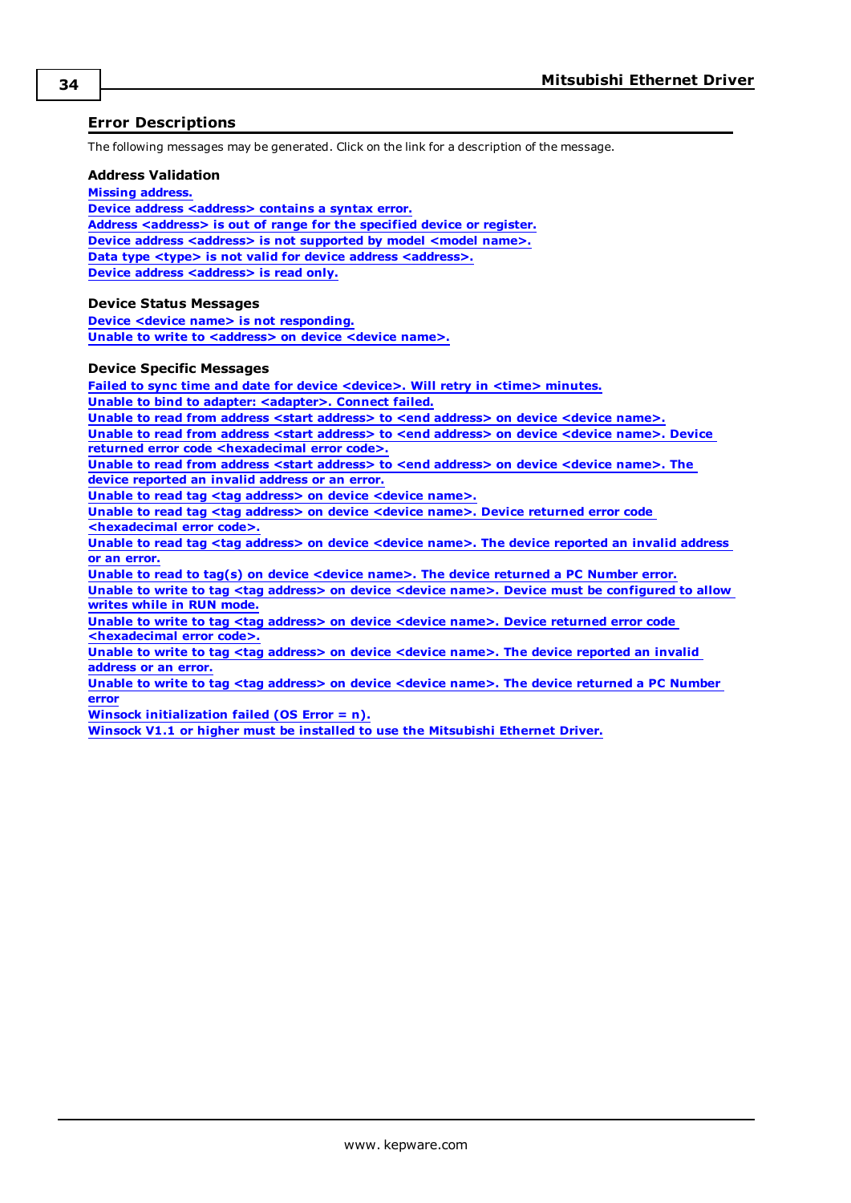## Error Descriptions

The following messages may be generated. Click on the link for a description of the message.

### Address Validation

**Missing address.**
**Device address <address> contains a syntax error.**
**Address <address> is out of range for the specified device or register.**
**Device address <address> is not supported by model <model name>.**
**Data type <type> is not valid for device address <address>.**
**Device address <address> is read only.**

### Device Status Messages

**Device <device name> is not responding.**
**Unable to write to <address> on device <device name>.**

### Device Specific Messages

**Failed to sync time and date for device <device>. Will retry in <time> minutes.**
**Unable to bind to adapter: <adapter>. Connect failed.**
**Unable to read from address <start address> to <end address> on device <device name>.**
**Unable to read from address <start address> to <end address> on device <device name>. Device returned error code <hexadecimal error code>.**
**Unable to read from address <start address> to <end address> on device <device name>. The device reported an invalid address or an error.**
**Unable to read tag <tag address> on device <device name>.**
**Unable to read tag <tag address> on device <device name>. Device returned error code <hexadecimal error code>.**
**Unable to read tag <tag address> on device <device name>. The device reported an invalid address or an error.**
**Unable to read to tag(s) on device <device name>. The device returned a PC Number error.**
**Unable to write to tag <tag address> on device <device name>. Device must be configured to allow writes while in RUN mode.**
**Unable to write to tag <tag address> on device <device name>. Device returned error code <hexadecimal error code>.**
**Unable to write to tag <tag address> on device <device name>. The device reported an invalid address or an error.**
**Unable to write to tag <tag address> on device <device name>. The device returned a PC Number error**
**Winsock initialization failed (OS Error = n).**
**Winsock V1.1 or higher must be installed to use the Mitsubishi Ethernet Driver.**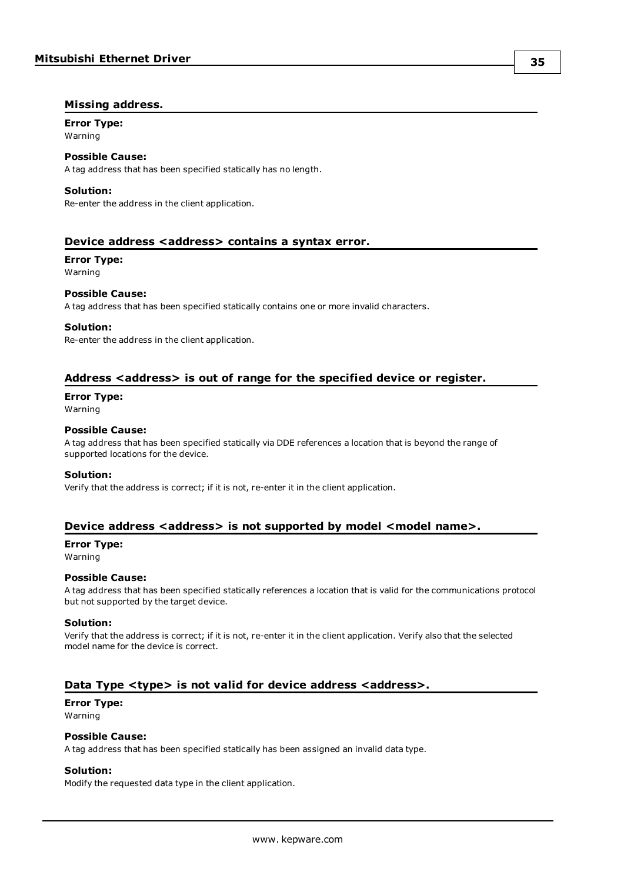### Missing address.

**Error Type:**
Warning

**Possible Cause:**
A tag address that has been specified statically has no length.

**Solution:**
Re-enter the address in the client application.

### Device address <address> contains a syntax error.

**Error Type:**
Warning

**Possible Cause:**
A tag address that has been specified statically contains one or more invalid characters.

**Solution:**
Re-enter the address in the client application.

### Address <address> is out of range for the specified device or register.

**Error Type:**
Warning

**Possible Cause:**
A tag address that has been specified statically via DDE references a location that is beyond the range of supported locations for the device.

**Solution:**
Verify that the address is correct; if it is not, re-enter it in the client application.

### Device address <address> is not supported by model <model name>.

**Error Type:**
Warning

**Possible Cause:**
A tag address that has been specified statically references a location that is valid for the communications protocol but not supported by the target device.

**Solution:**
Verify that the address is correct; if it is not, re-enter it in the client application. Verify also that the selected model name for the device is correct.

### Data Type <type> is not valid for device address <address>.

**Error Type:**
Warning

**Possible Cause:**
A tag address that has been specified statically has been assigned an invalid data type.

**Solution:**
Modify the requested data type in the client application.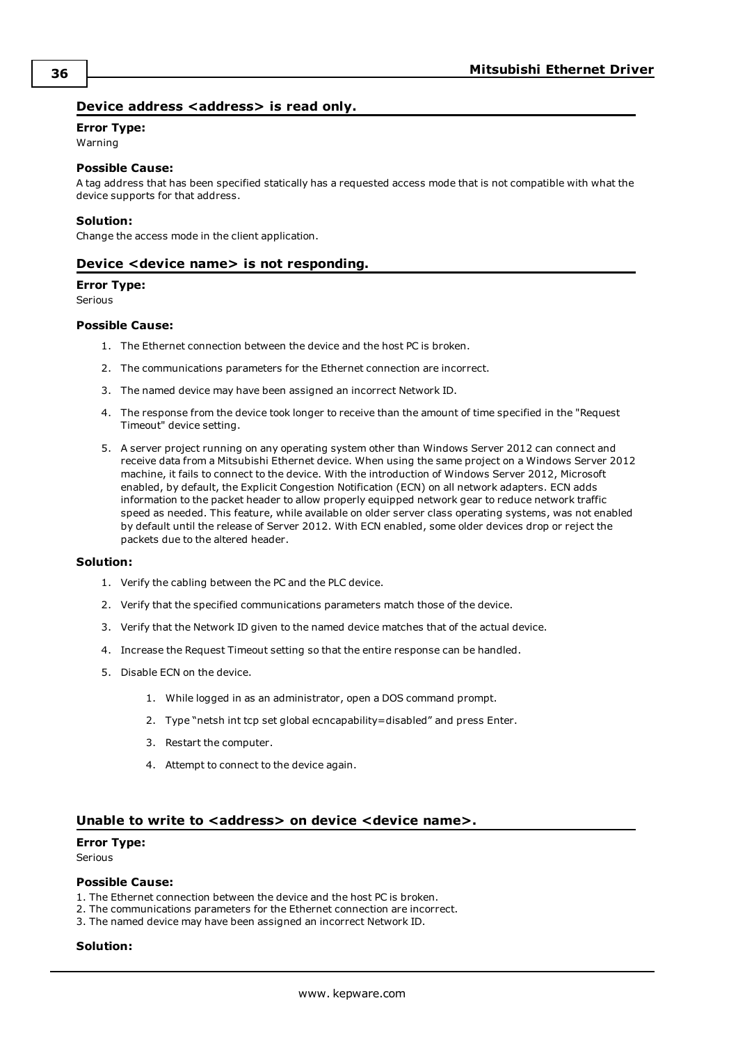### Device address <address> is read only.

**Error Type:**
Warning

**Possible Cause:**
A tag address that has been specified statically has a requested access mode that is not compatible with what the device supports for that address.

**Solution:**
Change the access mode in the client application.

### Device <device name> is not responding.

**Error Type:**
Serious

**Possible Cause:**

1. The Ethernet connection between the device and the host PC is broken.
2. The communications parameters for the Ethernet connection are incorrect.
3. The named device may have been assigned an incorrect Network ID.
4. The response from the device took longer to receive than the amount of time specified in the "Request Timeout" device setting.
5. A server project running on any operating system other than Windows Server 2012 can connect and receive data from a Mitsubishi Ethernet device. When using the same project on a Windows Server 2012 machine, it fails to connect to the device. With the introduction of Windows Server 2012, Microsoft enabled, by default, the Explicit Congestion Notification (ECN) on all network adapters. ECN adds information to the packet header to allow properly equipped network gear to reduce network traffic speed as needed. This feature, while available on older server class operating systems, was not enabled by default until the release of Server 2012. With ECN enabled, some older devices drop or reject the packets due to the altered header.

**Solution:**

1. Verify the cabling between the PC and the PLC device.
2. Verify that the specified communications parameters match those of the device.
3. Verify that the Network ID given to the named device matches that of the actual device.
4. Increase the Request Timeout setting so that the entire response can be handled.
5. Disable ECN on the device.
    1. While logged in as an administrator, open a DOS command prompt.
    2. Type "netsh int tcp set global ecncapability=disabled" and press Enter.
    3. Restart the computer.
    4. Attempt to connect to the device again.

### Unable to write to <address> on device <device name>.

**Error Type:**
Serious

**Possible Cause:**
1. The Ethernet connection between the device and the host PC is broken.
2. The communications parameters for the Ethernet connection are incorrect.
3. The named device may have been assigned an incorrect Network ID.

**Solution:**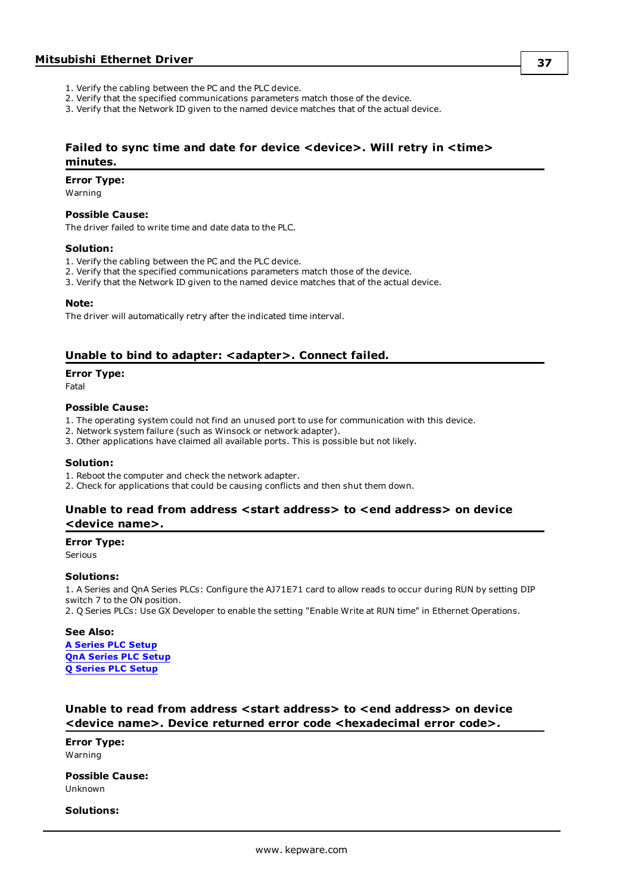1. Verify the cabling between the PC and the PLC device.
2. Verify that the specified communications parameters match those of the device.
3. Verify that the Network ID given to the named device matches that of the actual device.

### Failed to sync time and date for device <device>. Will retry in <time> minutes.

**Error Type:**
Warning

**Possible Cause:**
The driver failed to write time and date data to the PLC.

**Solution:**
1. Verify the cabling between the PC and the PLC device.
2. Verify that the specified communications parameters match those of the device.
3. Verify that the Network ID given to the named device matches that of the actual device.

**Note:**
The driver will automatically retry after the indicated time interval.

### Unable to bind to adapter: <adapter>. Connect failed.

**Error Type:**
Fatal

**Possible Cause:**
1. The operating system could not find an unused port to use for communication with this device.
2. Network system failure (such as Winsock or network adapter).
3. Other applications have claimed all available ports. This is possible but not likely.

**Solution:**
1. Reboot the computer and check the network adapter.
2. Check for applications that could be causing conflicts and then shut them down.

### Unable to read from address <start address> to <end address> on device <device name>.

**Error Type:**
Serious

**Solutions:**
1. A Series and QnA Series PLCs: Configure the AJ71E71 card to allow reads to occur during RUN by setting DIP switch 7 to the ON position.
2. Q Series PLCs: Use GX Developer to enable the setting "Enable Write at RUN time" in Ethernet Operations.

**See Also:**
**A Series PLC Setup**
**QnA Series PLC Setup**
**Q Series PLC Setup**

### Unable to read from address <start address> to <end address> on device <device name>. Device returned error code <hexadecimal error code>.

**Error Type:**
Warning

**Possible Cause:**
Unknown

**Solutions:**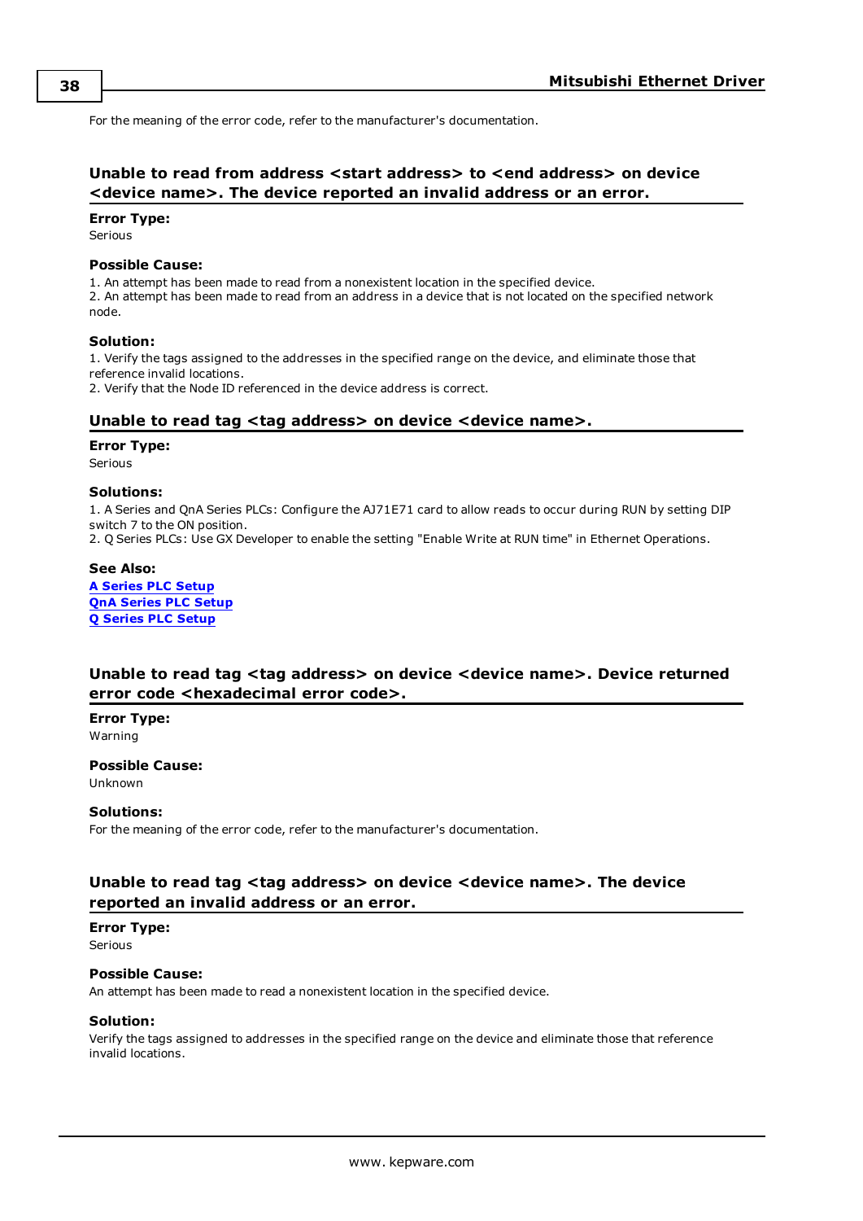For the meaning of the error code, refer to the manufacturer's documentation.

### Unable to read from address <start address> to <end address> on device <device name>. The device reported an invalid address or an error.

**Error Type:**
Serious

**Possible Cause:**
1. An attempt has been made to read from a nonexistent location in the specified device.
2. An attempt has been made to read from an address in a device that is not located on the specified network node.

**Solution:**
1. Verify the tags assigned to the addresses in the specified range on the device, and eliminate those that reference invalid locations.
2. Verify that the Node ID referenced in the device address is correct.

### Unable to read tag <tag address> on device <device name>.

**Error Type:**
Serious

**Solutions:**
1. A Series and QnA Series PLCs: Configure the AJ71E71 card to allow reads to occur during RUN by setting DIP switch 7 to the ON position.
2. Q Series PLCs: Use GX Developer to enable the setting "Enable Write at RUN time" in Ethernet Operations.

**See Also:**
**A Series PLC Setup**
**QnA Series PLC Setup**
**Q Series PLC Setup**

### Unable to read tag <tag address> on device <device name>. Device returned error code <hexadecimal error code>.

**Error Type:**
Warning

**Possible Cause:**
Unknown

**Solutions:**
For the meaning of the error code, refer to the manufacturer's documentation.

### Unable to read tag <tag address> on device <device name>. The device reported an invalid address or an error.

**Error Type:**
Serious

**Possible Cause:**
An attempt has been made to read a nonexistent location in the specified device.

**Solution:**
Verify the tags assigned to addresses in the specified range on the device and eliminate those that reference invalid locations.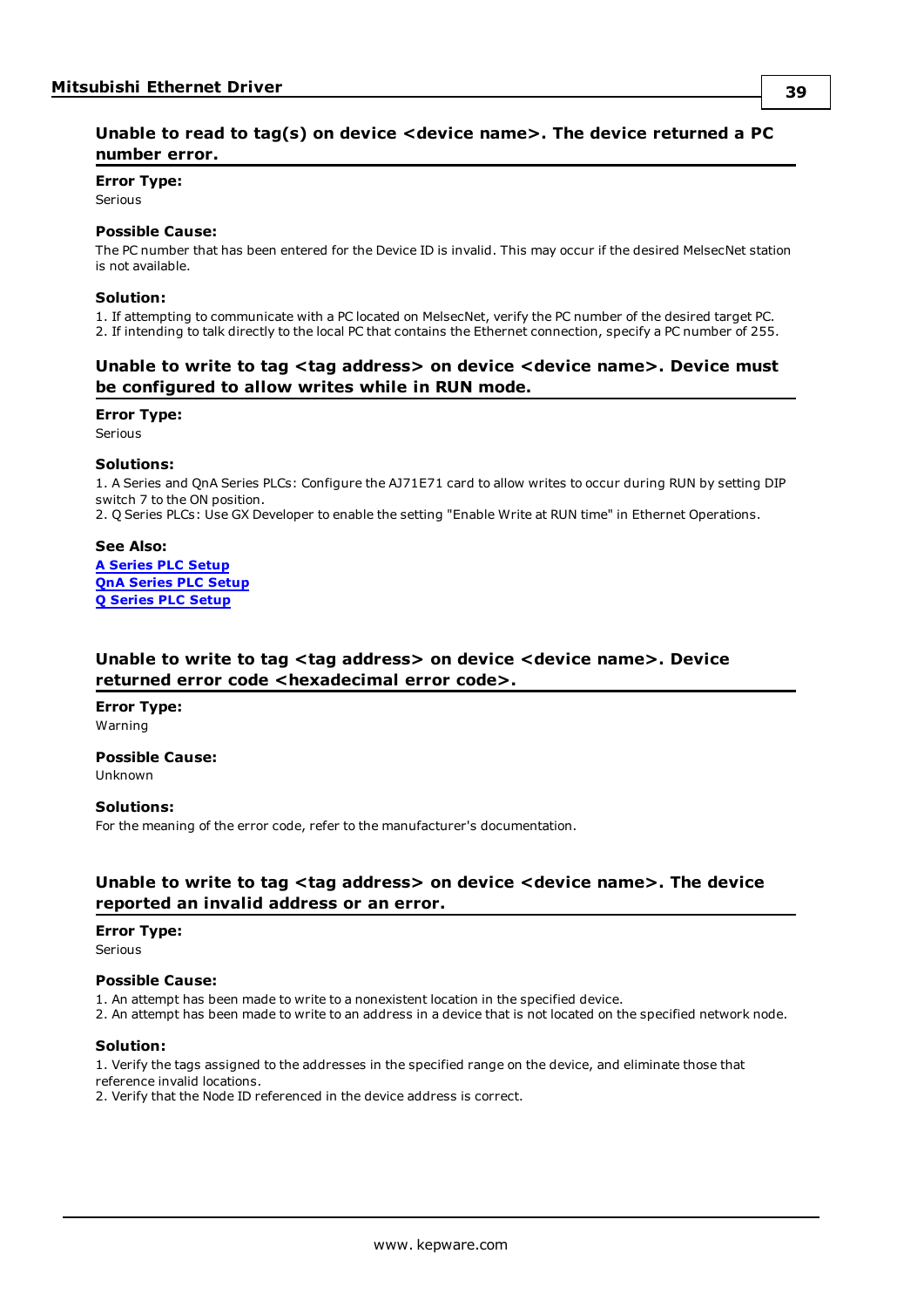### Unable to read to tag(s) on device <device name>. The device returned a PC number error.

**Error Type:**
Serious

**Possible Cause:**
The PC number that has been entered for the Device ID is invalid. This may occur if the desired MelsecNet station is not available.

**Solution:**
1. If attempting to communicate with a PC located on MelsecNet, verify the PC number of the desired target PC.
2. If intending to talk directly to the local PC that contains the Ethernet connection, specify a PC number of 255.

### Unable to write to tag <tag address> on device <device name>. Device must be configured to allow writes while in RUN mode.

**Error Type:**
Serious

**Solutions:**
1. A Series and QnA Series PLCs: Configure the AJ71E71 card to allow writes to occur during RUN by setting DIP switch 7 to the ON position.
2. Q Series PLCs: Use GX Developer to enable the setting "Enable Write at RUN time" in Ethernet Operations.

**See Also:**
**A Series PLC Setup**
**QnA Series PLC Setup**
**Q Series PLC Setup**

### Unable to write to tag <tag address> on device <device name>. Device returned error code <hexadecimal error code>.

**Error Type:**
Warning

**Possible Cause:**
Unknown

**Solutions:**
For the meaning of the error code, refer to the manufacturer's documentation.

### Unable to write to tag <tag address> on device <device name>. The device reported an invalid address or an error.

**Error Type:**
Serious

**Possible Cause:**
1. An attempt has been made to write to a nonexistent location in the specified device.
2. An attempt has been made to write to an address in a device that is not located on the specified network node.

**Solution:**
1. Verify the tags assigned to the addresses in the specified range on the device, and eliminate those that reference invalid locations.
2. Verify that the Node ID referenced in the device address is correct.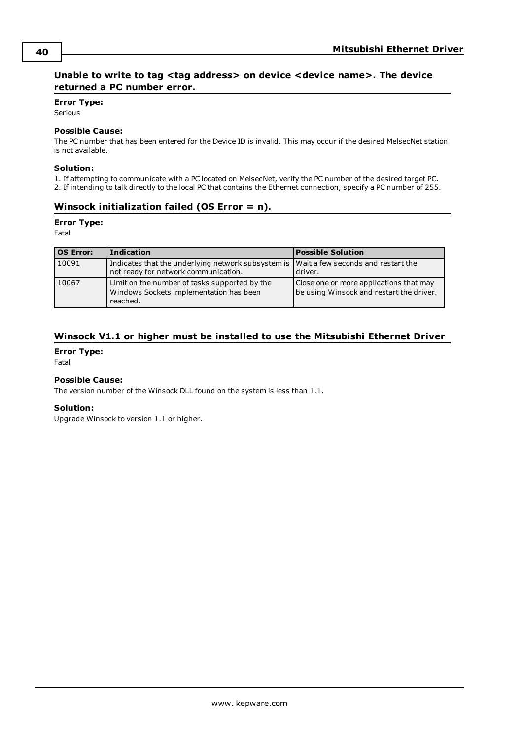### Unable to write to tag <tag address> on device <device name>. The device returned a PC number error.

**Error Type:**
Serious

**Possible Cause:**
The PC number that has been entered for the Device ID is invalid. This may occur if the desired MelsecNet station is not available.

**Solution:**
1. If attempting to communicate with a PC located on MelsecNet, verify the PC number of the desired target PC.
2. If intending to talk directly to the local PC that contains the Ethernet connection, specify a PC number of 255.

### Winsock initialization failed (OS Error = n).

**Error Type:**
Fatal

| OS Error: | Indication | Possible Solution |
|---|---|---|
| 10091 | Indicates that the underlying network subsystem is not ready for network communication. | Wait a few seconds and restart the driver. |
| 10067 | Limit on the number of tasks supported by the Windows Sockets implementation has been reached. | Close one or more applications that may be using Winsock and restart the driver. |

### Winsock V1.1 or higher must be installed to use the Mitsubishi Ethernet Driver

**Error Type:**
Fatal

**Possible Cause:**
The version number of the Winsock DLL found on the system is less than 1.1.

**Solution:**
Upgrade Winsock to version 1.1 or higher.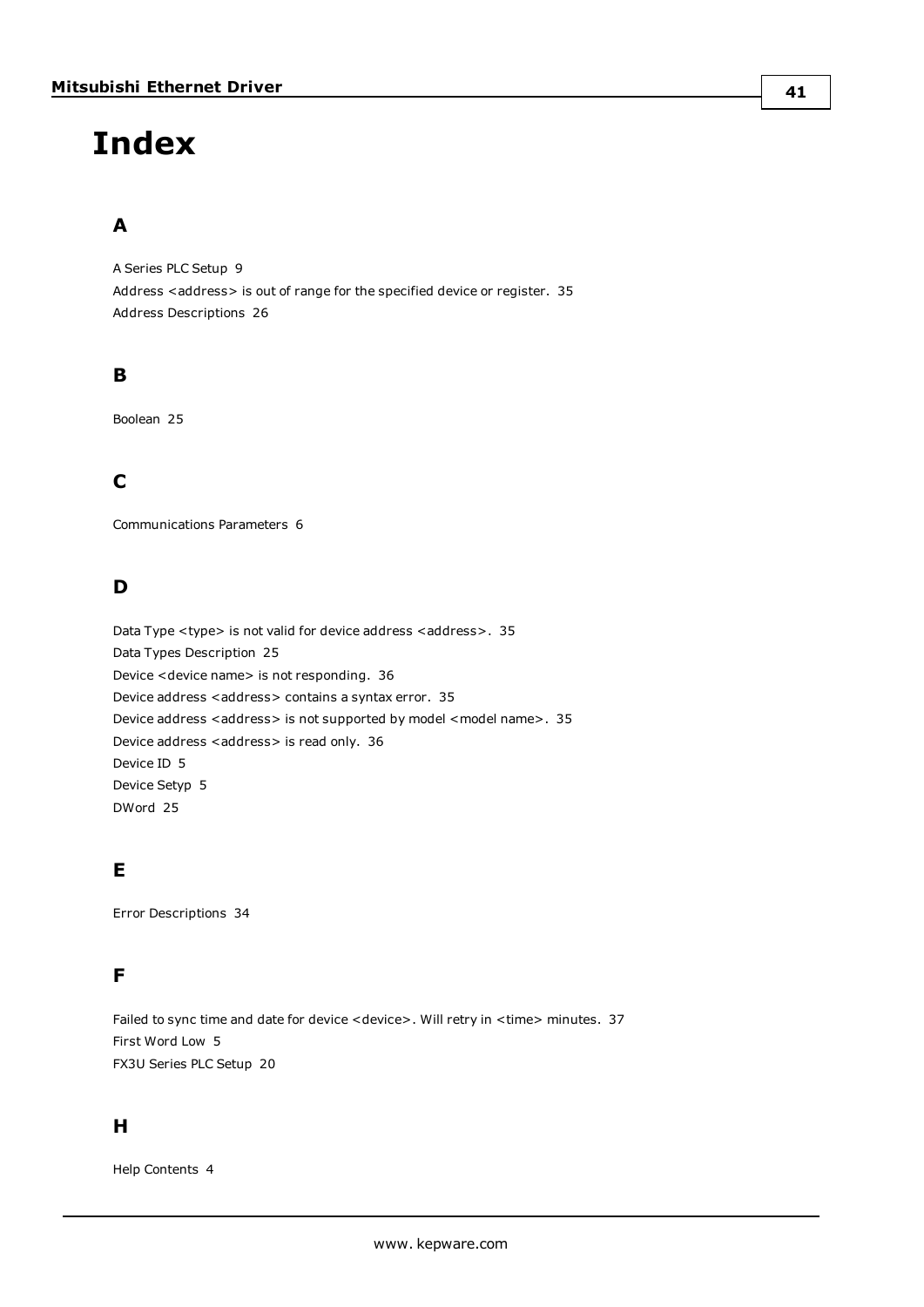# Index

## A

A Series PLC Setup 9
Address <address> is out of range for the specified device or register. 35
Address Descriptions 26

## B

Boolean 25

## C

Communications Parameters 6

## D

Data Type <type> is not valid for device address <address>. 35
Data Types Description 25
Device <device name> is not responding. 36
Device address <address> contains a syntax error. 35
Device address <address> is not supported by model <model name>. 35
Device address <address> is read only. 36
Device ID 5
Device Setyp 5
DWord 25

## E

Error Descriptions 34

## F

Failed to sync time and date for device <device>. Will retry in <time> minutes. 37
First Word Low 5
FX3U Series PLC Setup 20

## H

Help Contents 4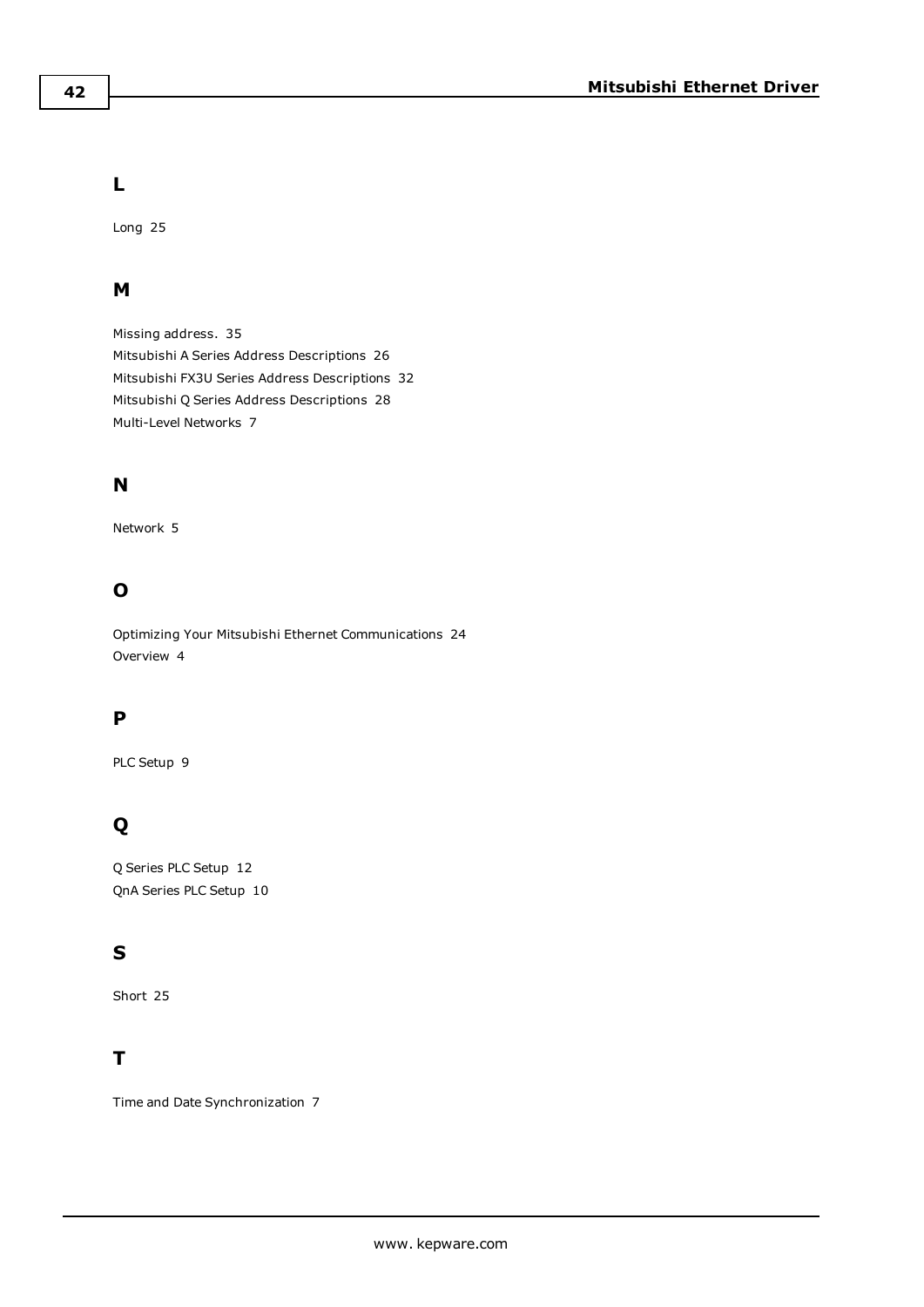## L

Long 25

## M

Missing address. 35
Mitsubishi A Series Address Descriptions 26
Mitsubishi FX3U Series Address Descriptions 32
Mitsubishi Q Series Address Descriptions 28
Multi-Level Networks 7

## N

Network 5

## O

Optimizing Your Mitsubishi Ethernet Communications 24
Overview 4

## P

PLC Setup 9

## Q

Q Series PLC Setup 12
QnA Series PLC Setup 10

## S

Short 25

## T

Time and Date Synchronization 7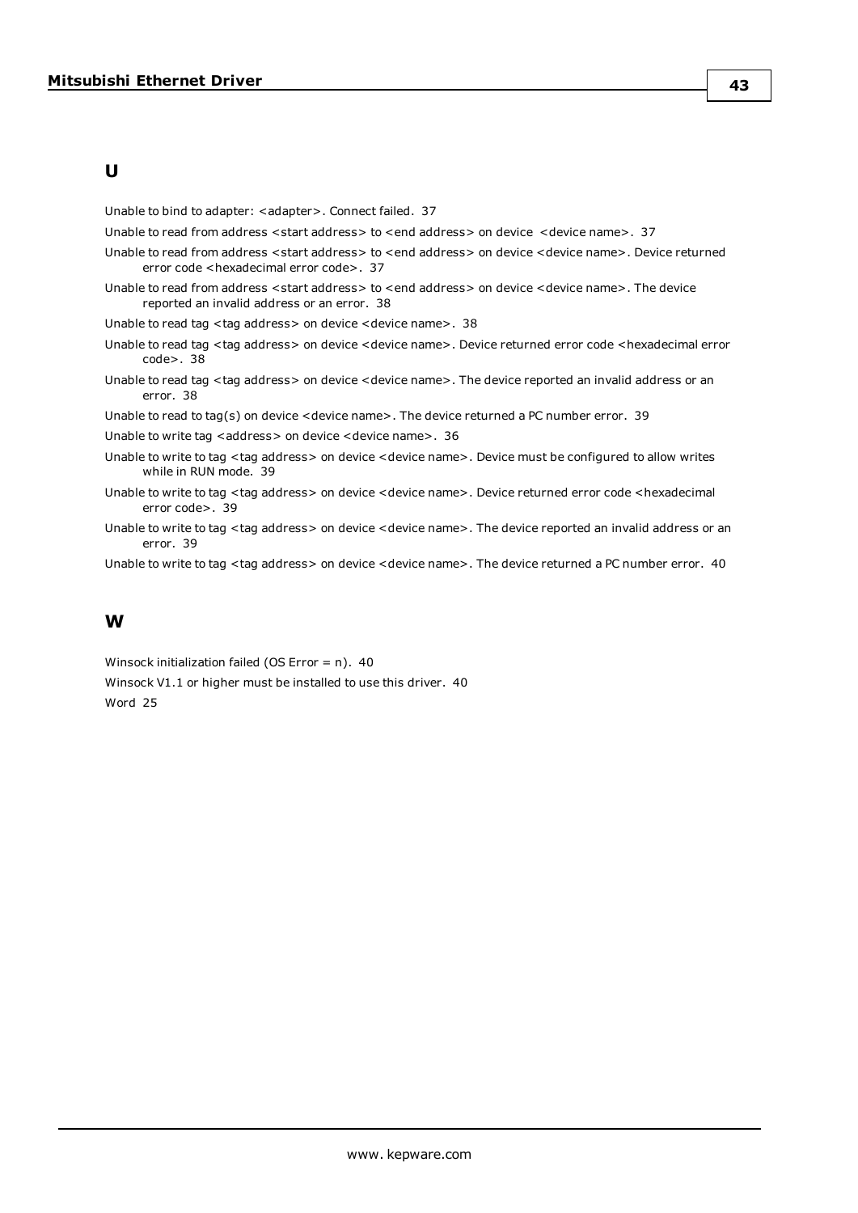## U

Unable to bind to adapter: <adapter>. Connect failed. 37

Unable to read from address <start address> to <end address> on device <device name>. 37

Unable to read from address <start address> to <end address> on device <device name>. Device returned error code <hexadecimal error code>. 37

Unable to read from address <start address> to <end address> on device <device name>. The device reported an invalid address or an error. 38

Unable to read tag <tag address> on device <device name>. 38

Unable to read tag <tag address> on device <device name>. Device returned error code <hexadecimal error code>. 38

Unable to read tag <tag address> on device <device name>. The device reported an invalid address or an error. 38

Unable to read to tag(s) on device <device name>. The device returned a PC number error. 39

Unable to write tag <address> on device <device name>. 36

Unable to write to tag <tag address> on device <device name>. Device must be configured to allow writes while in RUN mode. 39

Unable to write to tag <tag address> on device <device name>. Device returned error code <hexadecimal error code>. 39

Unable to write to tag <tag address> on device <device name>. The device reported an invalid address or an error. 39

Unable to write to tag <tag address> on device <device name>. The device returned a PC number error. 40

## W

Winsock initialization failed (OS Error = n). 40

Winsock V1.1 or higher must be installed to use this driver. 40

Word 25